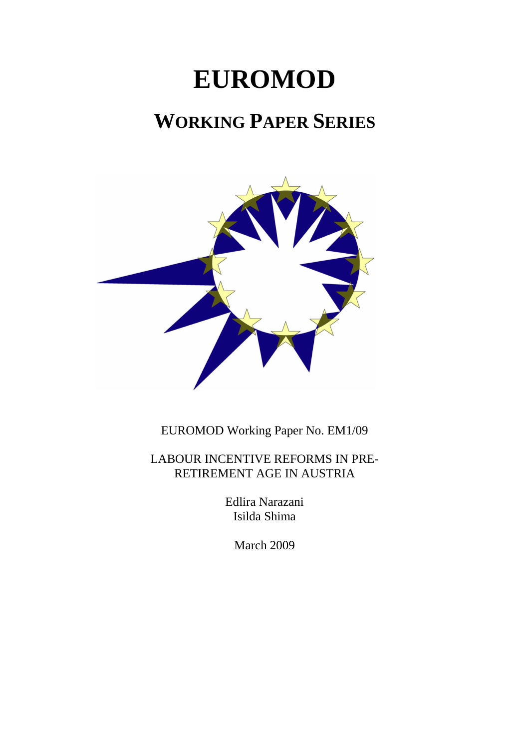# EUROMOD

## WORKING PAPER SERIES

EUROMOD Working Paper No. EM1/09

LABOUR INCENTIVE REFORMS IN PRE-RETIREMENT AGE IN AUSTRIA

Edlira Narazani
Isilda Shima

March 2009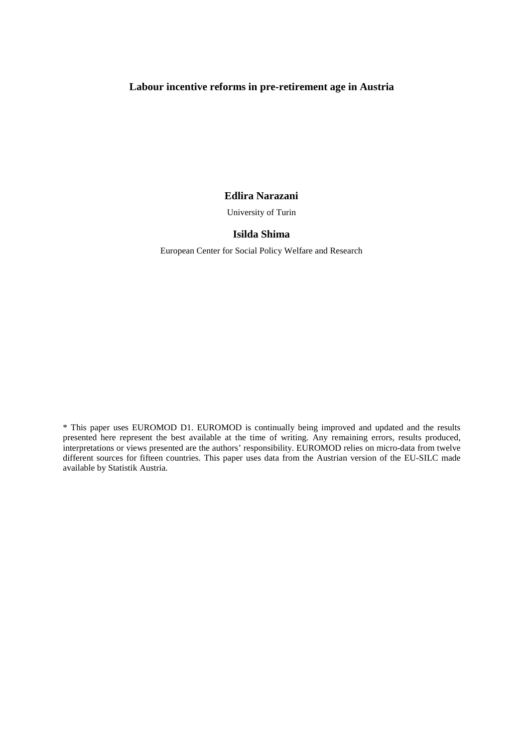# Labour incentive reforms in pre-retirement age in Austria

**Edlira Narazani**

University of Turin

**Isilda Shima**

European Center for Social Policy Welfare and Research

* This paper uses EUROMOD D1. EUROMOD is continually being improved and updated and the results presented here represent the best available at the time of writing. Any remaining errors, results produced, interpretations or views presented are the authors' responsibility. EUROMOD relies on micro-data from twelve different sources for fifteen countries. This paper uses data from the Austrian version of the EU-SILC made available by Statistik Austria.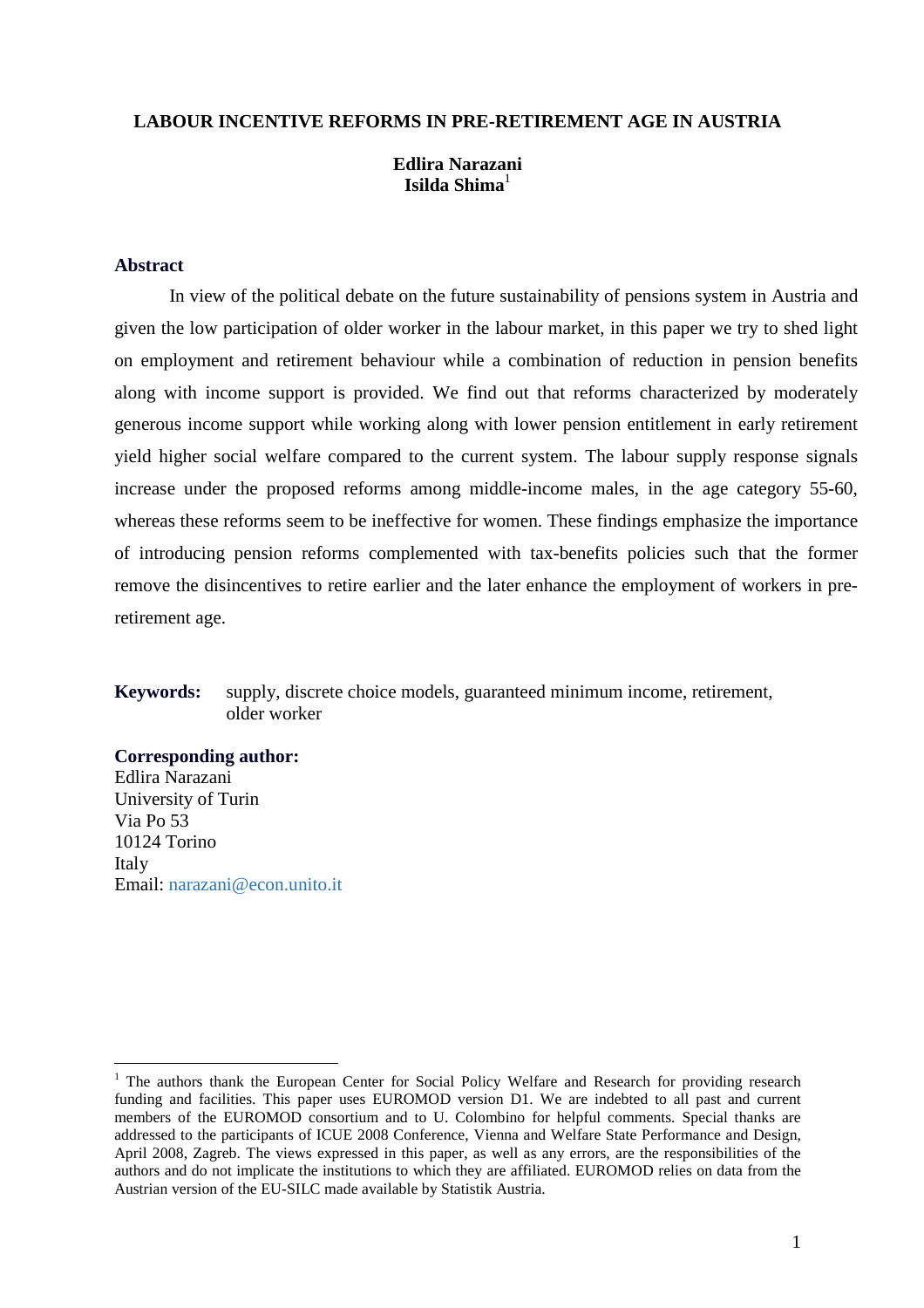# LABOUR INCENTIVE REFORMS IN PRE-RETIREMENT AGE IN AUSTRIA

**Edlira Narazani**
**Isilda Shima**[1]

## Abstract

In view of the political debate on the future sustainability of pensions system in Austria and given the low participation of older worker in the labour market, in this paper we try to shed light on employment and retirement behaviour while a combination of reduction in pension benefits along with income support is provided. We find out that reforms characterized by moderately generous income support while working along with lower pension entitlement in early retirement yield higher social welfare compared to the current system. The labour supply response signals increase under the proposed reforms among middle-income males, in the age category 55-60, whereas these reforms seem to be ineffective for women. These findings emphasize the importance of introducing pension reforms complemented with tax-benefits policies such that the former remove the disincentives to retire earlier and the later enhance the employment of workers in pre-retirement age.

**Keywords:** supply, discrete choice models, guaranteed minimum income, retirement, older worker

**Corresponding author:**
Edlira Narazani
University of Turin
Via Po 53
10124 Torino
Italy
Email: narazani@econ.unito.it

---

[1] The authors thank the European Center for Social Policy Welfare and Research for providing research funding and facilities. This paper uses EUROMOD version D1. We are indebted to all past and current members of the EUROMOD consortium and to U. Colombino for helpful comments. Special thanks are addressed to the participants of ICUE 2008 Conference, Vienna and Welfare State Performance and Design, April 2008, Zagreb. The views expressed in this paper, as well as any errors, are the responsibilities of the authors and do not implicate the institutions to which they are affiliated. EUROMOD relies on data from the Austrian version of the EU-SILC made available by Statistik Austria.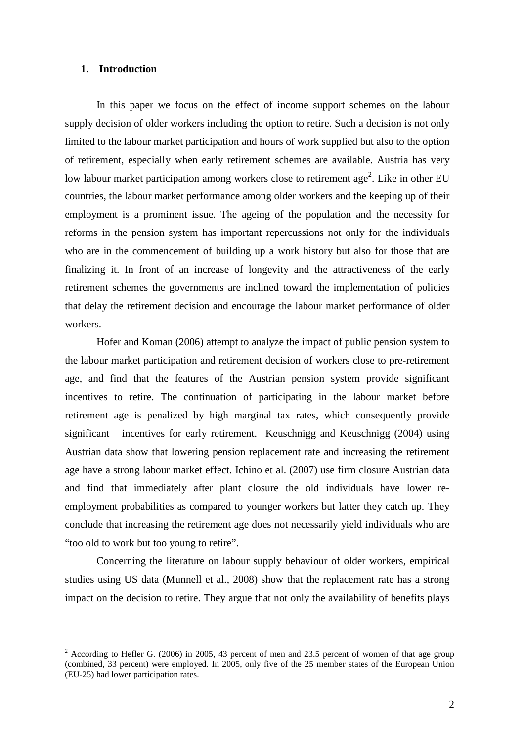## 1. Introduction

In this paper we focus on the effect of income support schemes on the labour supply decision of older workers including the option to retire. Such a decision is not only limited to the labour market participation and hours of work supplied but also to the option of retirement, especially when early retirement schemes are available. Austria has very low labour market participation among workers close to retirement age[2]. Like in other EU countries, the labour market performance among older workers and the keeping up of their employment is a prominent issue. The ageing of the population and the necessity for reforms in the pension system has important repercussions not only for the individuals who are in the commencement of building up a work history but also for those that are finalizing it. In front of an increase of longevity and the attractiveness of the early retirement schemes the governments are inclined toward the implementation of policies that delay the retirement decision and encourage the labour market performance of older workers.

Hofer and Koman (2006) attempt to analyze the impact of public pension system to the labour market participation and retirement decision of workers close to pre-retirement age, and find that the features of the Austrian pension system provide significant incentives to retire. The continuation of participating in the labour market before retirement age is penalized by high marginal tax rates, which consequently provide significant incentives for early retirement. Keuschnigg and Keuschnigg (2004) using Austrian data show that lowering pension replacement rate and increasing the retirement age have a strong labour market effect. Ichino et al. (2007) use firm closure Austrian data and find that immediately after plant closure the old individuals have lower re-employment probabilities as compared to younger workers but latter they catch up. They conclude that increasing the retirement age does not necessarily yield individuals who are "too old to work but too young to retire".

Concerning the literature on labour supply behaviour of older workers, empirical studies using US data (Munnell et al., 2008) show that the replacement rate has a strong impact on the decision to retire. They argue that not only the availability of benefits plays

[2] According to Hefler G. (2006) in 2005, 43 percent of men and 23.5 percent of women of that age group (combined, 33 percent) were employed. In 2005, only five of the 25 member states of the European Union (EU-25) had lower participation rates.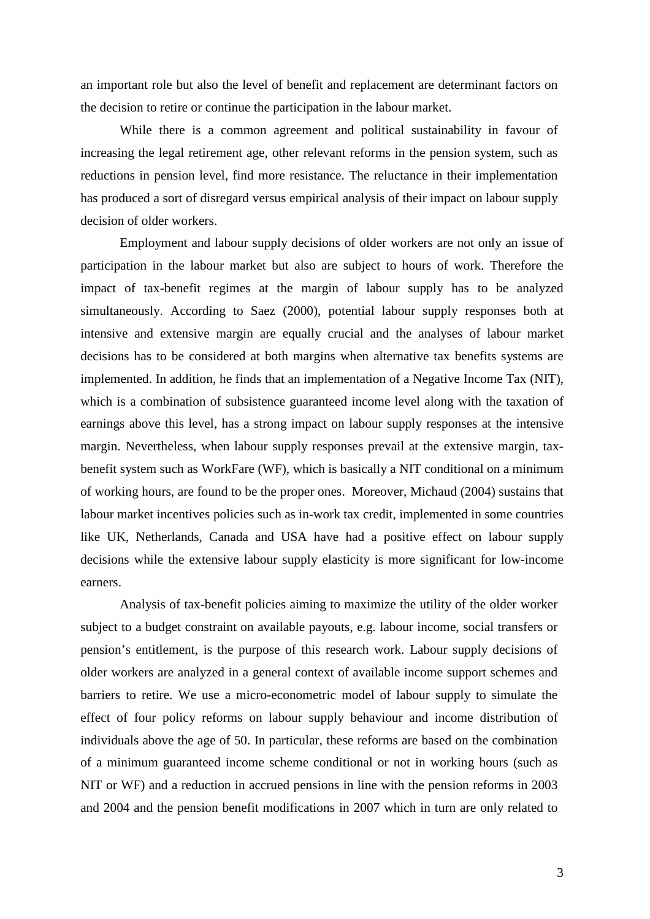an important role but also the level of benefit and replacement are determinant factors on the decision to retire or continue the participation in the labour market.

While there is a common agreement and political sustainability in favour of increasing the legal retirement age, other relevant reforms in the pension system, such as reductions in pension level, find more resistance. The reluctance in their implementation has produced a sort of disregard versus empirical analysis of their impact on labour supply decision of older workers.

Employment and labour supply decisions of older workers are not only an issue of participation in the labour market but also are subject to hours of work. Therefore the impact of tax-benefit regimes at the margin of labour supply has to be analyzed simultaneously. According to Saez (2000), potential labour supply responses both at intensive and extensive margin are equally crucial and the analyses of labour market decisions has to be considered at both margins when alternative tax benefits systems are implemented. In addition, he finds that an implementation of a Negative Income Tax (NIT), which is a combination of subsistence guaranteed income level along with the taxation of earnings above this level, has a strong impact on labour supply responses at the intensive margin. Nevertheless, when labour supply responses prevail at the extensive margin, tax-benefit system such as WorkFare (WF), which is basically a NIT conditional on a minimum of working hours, are found to be the proper ones. Moreover, Michaud (2004) sustains that labour market incentives policies such as in-work tax credit, implemented in some countries like UK, Netherlands, Canada and USA have had a positive effect on labour supply decisions while the extensive labour supply elasticity is more significant for low-income earners.

Analysis of tax-benefit policies aiming to maximize the utility of the older worker subject to a budget constraint on available payouts, e.g. labour income, social transfers or pension's entitlement, is the purpose of this research work. Labour supply decisions of older workers are analyzed in a general context of available income support schemes and barriers to retire. We use a micro-econometric model of labour supply to simulate the effect of four policy reforms on labour supply behaviour and income distribution of individuals above the age of 50. In particular, these reforms are based on the combination of a minimum guaranteed income scheme conditional or not in working hours (such as NIT or WF) and a reduction in accrued pensions in line with the pension reforms in 2003 and 2004 and the pension benefit modifications in 2007 which in turn are only related to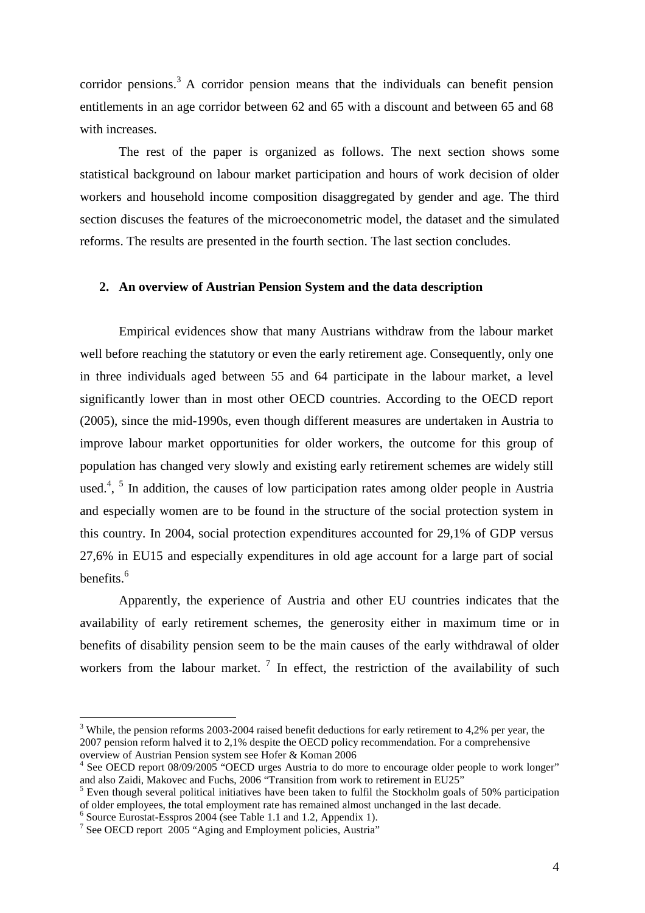corridor pensions.[3] A corridor pension means that the individuals can benefit pension entitlements in an age corridor between 62 and 65 with a discount and between 65 and 68 with increases.

The rest of the paper is organized as follows. The next section shows some statistical background on labour market participation and hours of work decision of older workers and household income composition disaggregated by gender and age. The third section discuses the features of the microeconometric model, the dataset and the simulated reforms. The results are presented in the fourth section. The last section concludes.

## 2. An overview of Austrian Pension System and the data description

Empirical evidences show that many Austrians withdraw from the labour market well before reaching the statutory or even the early retirement age. Consequently, only one in three individuals aged between 55 and 64 participate in the labour market, a level significantly lower than in most other OECD countries. According to the OECD report (2005), since the mid-1990s, even though different measures are undertaken in Austria to improve labour market opportunities for older workers, the outcome for this group of population has changed very slowly and existing early retirement schemes are widely still used.[4], [5] In addition, the causes of low participation rates among older people in Austria and especially women are to be found in the structure of the social protection system in this country. In 2004, social protection expenditures accounted for 29,1% of GDP versus 27,6% in EU15 and especially expenditures in old age account for a large part of social benefits.[6]

Apparently, the experience of Austria and other EU countries indicates that the availability of early retirement schemes, the generosity either in maximum time or in benefits of disability pension seem to be the main causes of the early withdrawal of older workers from the labour market.[7] In effect, the restriction of the availability of such

---

[3] While, the pension reforms 2003-2004 raised benefit deductions for early retirement to 4,2% per year, the 2007 pension reform halved it to 2,1% despite the OECD policy recommendation. For a comprehensive overview of Austrian Pension system see Hofer & Koman 2006

[4] See OECD report 08/09/2005 "OECD urges Austria to do more to encourage older people to work longer" and also Zaidi, Makovec and Fuchs, 2006 "Transition from work to retirement in EU25"

[5] Even though several political initiatives have been taken to fulfil the Stockholm goals of 50% participation of older employees, the total employment rate has remained almost unchanged in the last decade.

[6] Source Eurostat-Esspros 2004 (see Table 1.1 and 1.2, Appendix 1).

[7] See OECD report 2005 "Aging and Employment policies, Austria"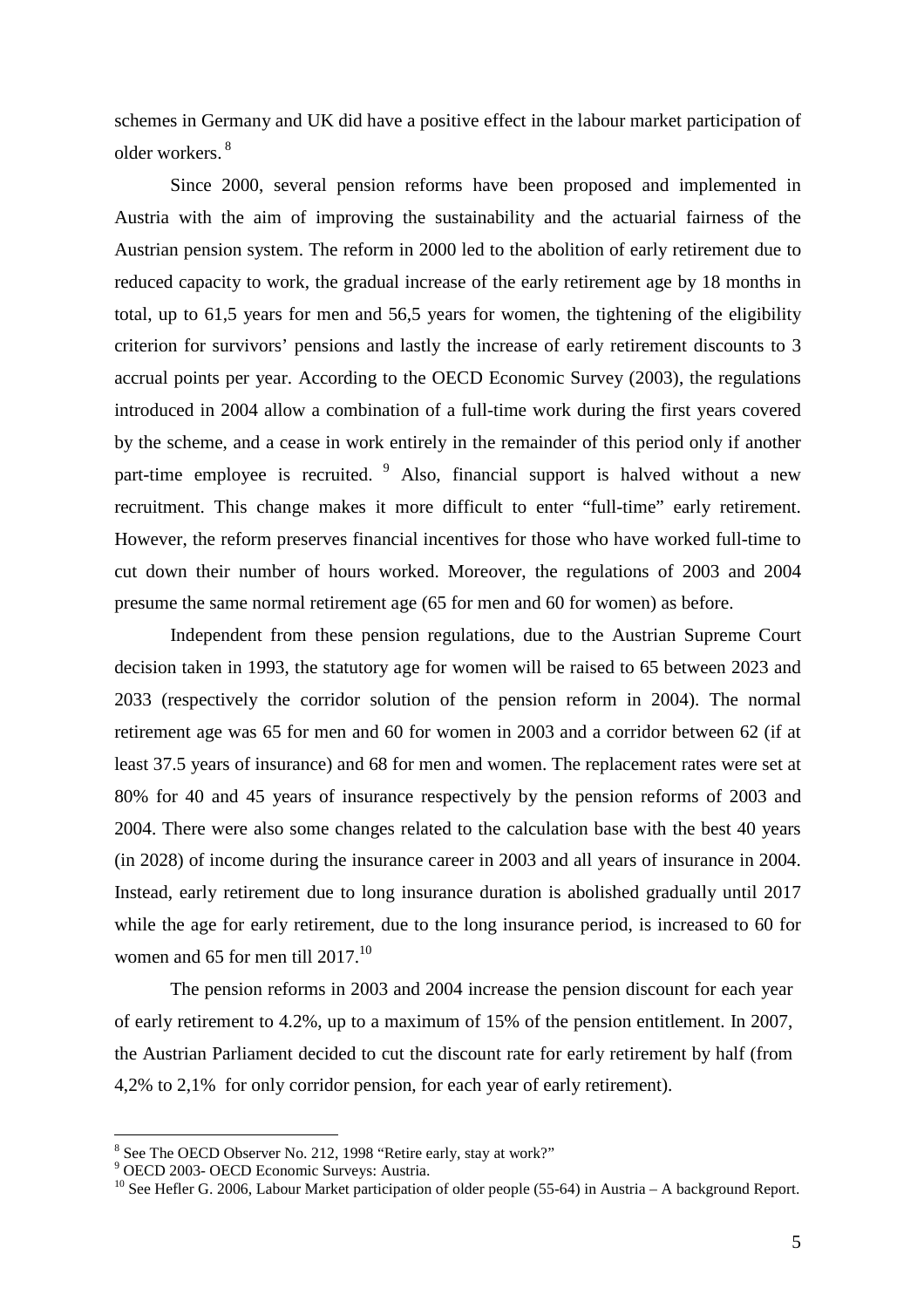schemes in Germany and UK did have a positive effect in the labour market participation of older workers. [8]

Since 2000, several pension reforms have been proposed and implemented in Austria with the aim of improving the sustainability and the actuarial fairness of the Austrian pension system. The reform in 2000 led to the abolition of early retirement due to reduced capacity to work, the gradual increase of the early retirement age by 18 months in total, up to 61,5 years for men and 56,5 years for women, the tightening of the eligibility criterion for survivors' pensions and lastly the increase of early retirement discounts to 3 accrual points per year. According to the OECD Economic Survey (2003), the regulations introduced in 2004 allow a combination of a full-time work during the first years covered by the scheme, and a cease in work entirely in the remainder of this period only if another part-time employee is recruited. [9] Also, financial support is halved without a new recruitment. This change makes it more difficult to enter "full-time" early retirement. However, the reform preserves financial incentives for those who have worked full-time to cut down their number of hours worked. Moreover, the regulations of 2003 and 2004 presume the same normal retirement age (65 for men and 60 for women) as before.

Independent from these pension regulations, due to the Austrian Supreme Court decision taken in 1993, the statutory age for women will be raised to 65 between 2023 and 2033 (respectively the corridor solution of the pension reform in 2004). The normal retirement age was 65 for men and 60 for women in 2003 and a corridor between 62 (if at least 37.5 years of insurance) and 68 for men and women. The replacement rates were set at 80% for 40 and 45 years of insurance respectively by the pension reforms of 2003 and 2004. There were also some changes related to the calculation base with the best 40 years (in 2028) of income during the insurance career in 2003 and all years of insurance in 2004. Instead, early retirement due to long insurance duration is abolished gradually until 2017 while the age for early retirement, due to the long insurance period, is increased to 60 for women and 65 for men till 2017.[10]

The pension reforms in 2003 and 2004 increase the pension discount for each year of early retirement to 4.2%, up to a maximum of 15% of the pension entitlement. In 2007, the Austrian Parliament decided to cut the discount rate for early retirement by half (from 4,2% to 2,1% for only corridor pension, for each year of early retirement).

---

[8] See The OECD Observer No. 212, 1998 "Retire early, stay at work?"

[9] OECD 2003- OECD Economic Surveys: Austria.

[10] See Hefler G. 2006, Labour Market participation of older people (55-64) in Austria – A background Report.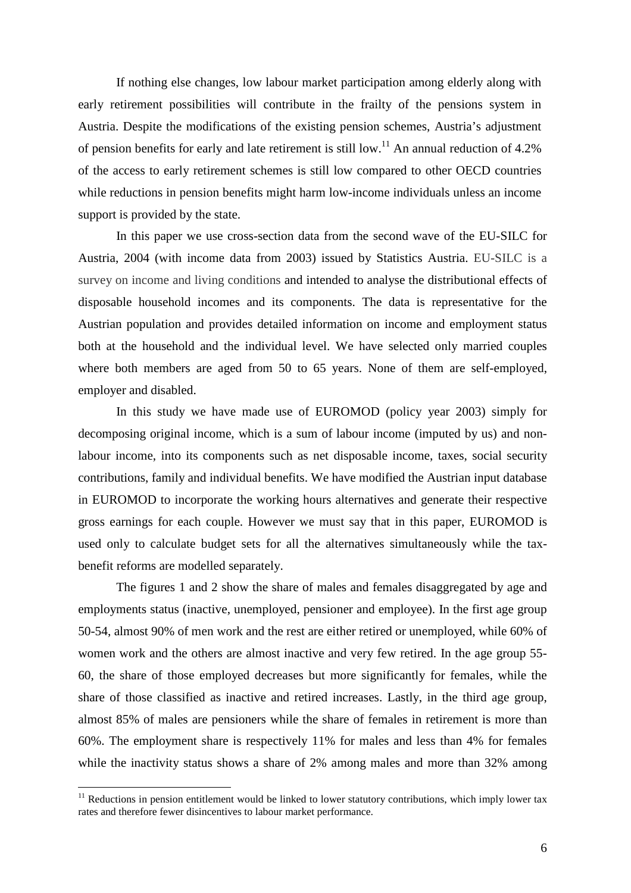If nothing else changes, low labour market participation among elderly along with early retirement possibilities will contribute in the frailty of the pensions system in Austria. Despite the modifications of the existing pension schemes, Austria's adjustment of pension benefits for early and late retirement is still low.[11] An annual reduction of 4.2% of the access to early retirement schemes is still low compared to other OECD countries while reductions in pension benefits might harm low-income individuals unless an income support is provided by the state.

In this paper we use cross-section data from the second wave of the EU-SILC for Austria, 2004 (with income data from 2003) issued by Statistics Austria. EU-SILC is a survey on income and living conditions and intended to analyse the distributional effects of disposable household incomes and its components. The data is representative for the Austrian population and provides detailed information on income and employment status both at the household and the individual level. We have selected only married couples where both members are aged from 50 to 65 years. None of them are self-employed, employer and disabled.

In this study we have made use of EUROMOD (policy year 2003) simply for decomposing original income, which is a sum of labour income (imputed by us) and non-labour income, into its components such as net disposable income, taxes, social security contributions, family and individual benefits. We have modified the Austrian input database in EUROMOD to incorporate the working hours alternatives and generate their respective gross earnings for each couple. However we must say that in this paper, EUROMOD is used only to calculate budget sets for all the alternatives simultaneously while the tax-benefit reforms are modelled separately.

The figures 1 and 2 show the share of males and females disaggregated by age and employments status (inactive, unemployed, pensioner and employee). In the first age group 50-54, almost 90% of men work and the rest are either retired or unemployed, while 60% of women work and the others are almost inactive and very few retired. In the age group 55-60, the share of those employed decreases but more significantly for females, while the share of those classified as inactive and retired increases. Lastly, in the third age group, almost 85% of males are pensioners while the share of females in retirement is more than 60%. The employment share is respectively 11% for males and less than 4% for females while the inactivity status shows a share of 2% among males and more than 32% among

[11] Reductions in pension entitlement would be linked to lower statutory contributions, which imply lower tax rates and therefore fewer disincentives to labour market performance.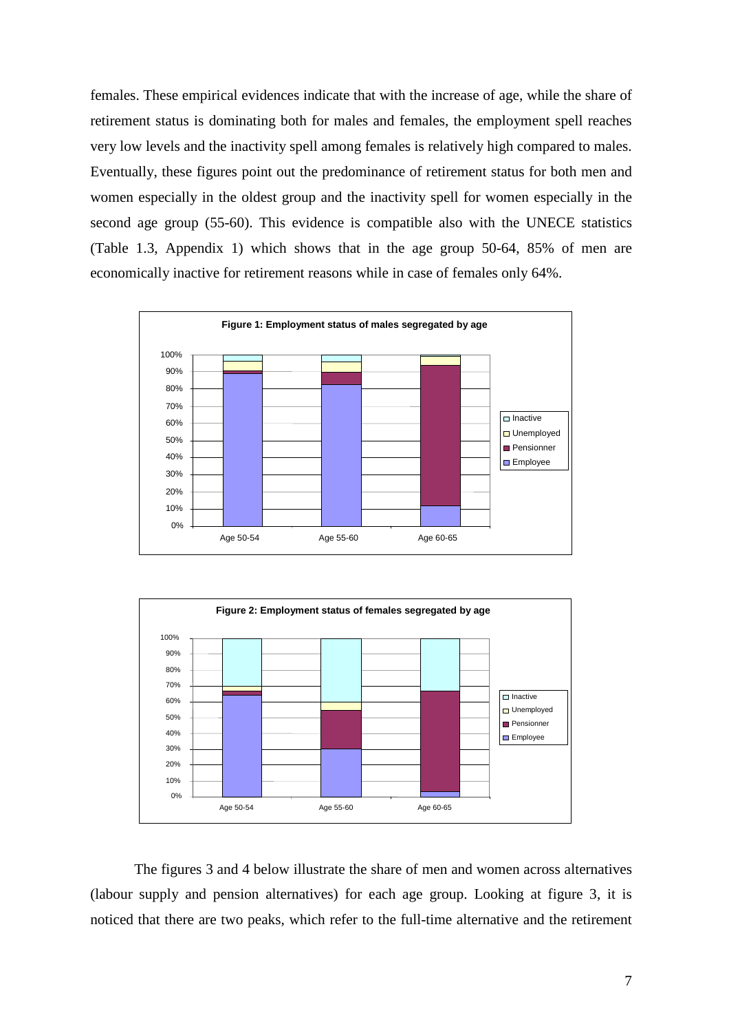females. These empirical evidences indicate that with the increase of age, while the share of retirement status is dominating both for males and females, the employment spell reaches very low levels and the inactivity spell among females is relatively high compared to males. Eventually, these figures point out the predominance of retirement status for both men and women especially in the oldest group and the inactivity spell for women especially in the second age group (55-60). This evidence is compatible also with the UNECE statistics (Table 1.3, Appendix 1) which shows that in the age group 50-64, 85% of men are economically inactive for retirement reasons while in case of females only 64%.

**Figure 1: Employment status of males segregated by age**

**Figure 2: Employment status of females segregated by age**

The figures 3 and 4 below illustrate the share of men and women across alternatives (labour supply and pension alternatives) for each age group. Looking at figure 3, it is noticed that there are two peaks, which refer to the full-time alternative and the retirement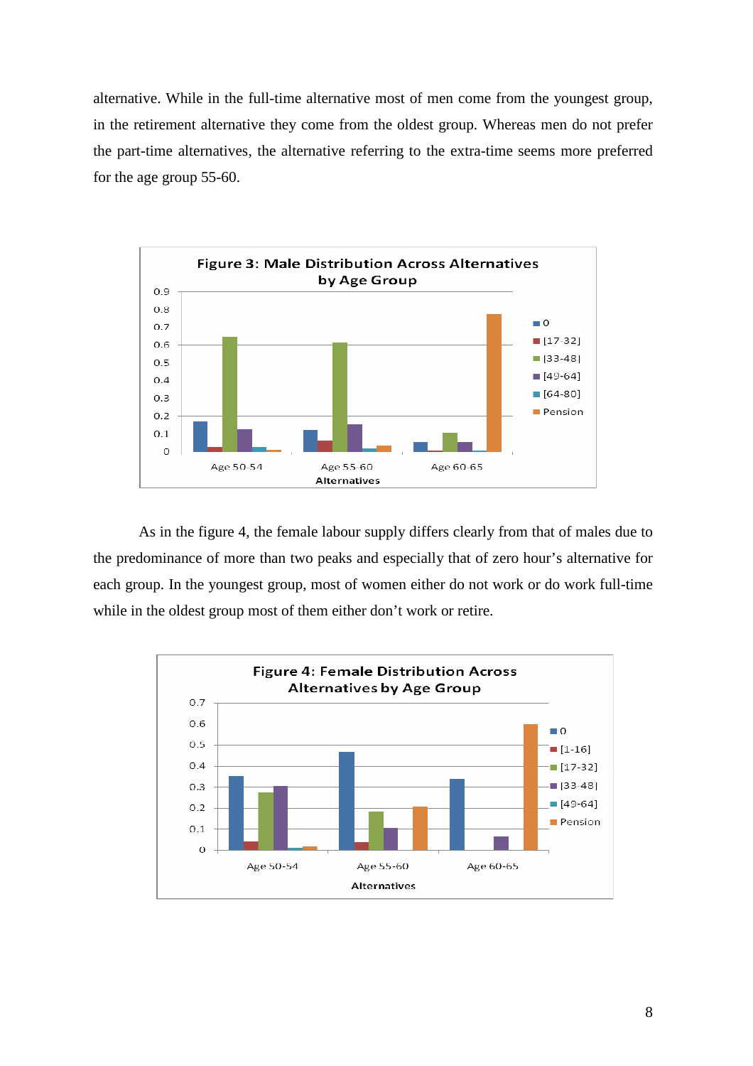alternative. While in the full-time alternative most of men come from the youngest group, in the retirement alternative they come from the oldest group. Whereas men do not prefer the part-time alternatives, the alternative referring to the extra-time seems more preferred for the age group 55-60.

**Figure 3: Male Distribution Across Alternatives by Age Group**

As in the figure 4, the female labour supply differs clearly from that of males due to the predominance of more than two peaks and especially that of zero hour's alternative for each group. In the youngest group, most of women either do not work or do work full-time while in the oldest group most of them either don't work or retire.

**Figure 4: Female Distribution Across Alternatives by Age Group**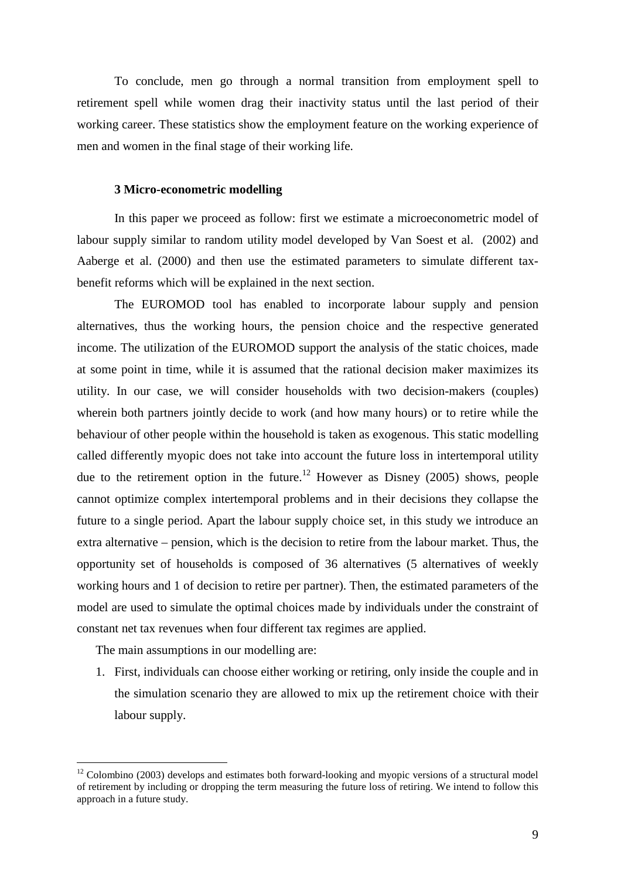To conclude, men go through a normal transition from employment spell to retirement spell while women drag their inactivity status until the last period of their working career. These statistics show the employment feature on the working experience of men and women in the final stage of their working life.

## 3 Micro-econometric modelling

In this paper we proceed as follow: first we estimate a microeconometric model of labour supply similar to random utility model developed by Van Soest et al. (2002) and Aaberge et al. (2000) and then use the estimated parameters to simulate different tax-benefit reforms which will be explained in the next section.

The EUROMOD tool has enabled to incorporate labour supply and pension alternatives, thus the working hours, the pension choice and the respective generated income. The utilization of the EUROMOD support the analysis of the static choices, made at some point in time, while it is assumed that the rational decision maker maximizes its utility. In our case, we will consider households with two decision-makers (couples) wherein both partners jointly decide to work (and how many hours) or to retire while the behaviour of other people within the household is taken as exogenous. This static modelling called differently myopic does not take into account the future loss in intertemporal utility due to the retirement option in the future.[12] However as Disney (2005) shows, people cannot optimize complex intertemporal problems and in their decisions they collapse the future to a single period. Apart the labour supply choice set, in this study we introduce an extra alternative – pension, which is the decision to retire from the labour market. Thus, the opportunity set of households is composed of 36 alternatives (5 alternatives of weekly working hours and 1 of decision to retire per partner). Then, the estimated parameters of the model are used to simulate the optimal choices made by individuals under the constraint of constant net tax revenues when four different tax regimes are applied.

The main assumptions in our modelling are:

1. First, individuals can choose either working or retiring, only inside the couple and in the simulation scenario they are allowed to mix up the retirement choice with their labour supply.

[12] Colombino (2003) develops and estimates both forward-looking and myopic versions of a structural model of retirement by including or dropping the term measuring the future loss of retiring. We intend to follow this approach in a future study.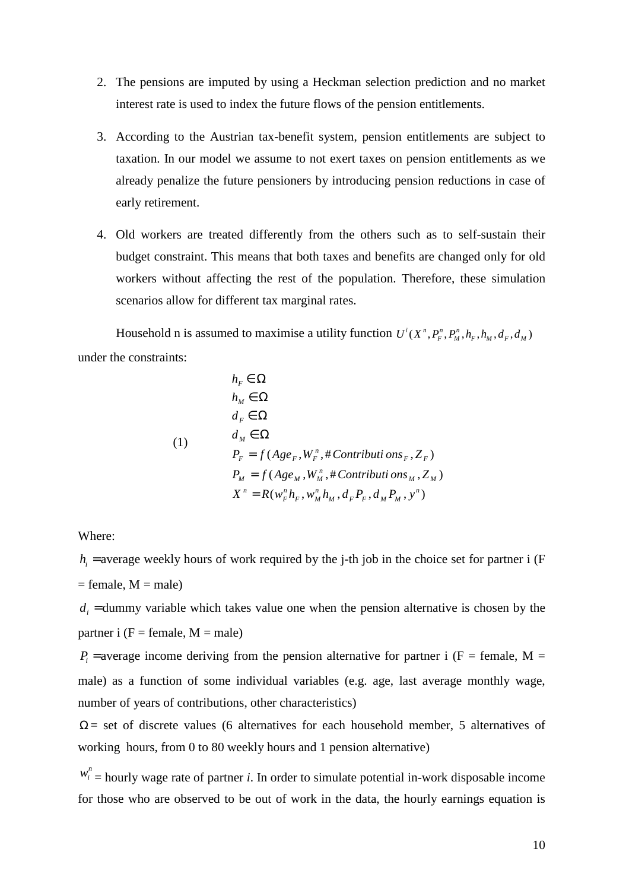2. The pensions are imputed by using a Heckman selection prediction and no market interest rate is used to index the future flows of the pension entitlements.

3. According to the Austrian tax-benefit system, pension entitlements are subject to taxation. In our model we assume to not exert taxes on pension entitlements as we already penalize the future pensioners by introducing pension reductions in case of early retirement.

4. Old workers are treated differently from the others such as to self-sustain their budget constraint. This means that both taxes and benefits are changed only for old workers without affecting the rest of the population. Therefore, these simulation scenarios allow for different tax marginal rates.

Household n is assumed to maximise a utility function $U^i(X^n, P_F^n, P_M^n, h_F, h_M, d_F, d_M)$ under the constraints:

$$
(1) \qquad
\begin{aligned}
& h_F \in \Omega \\
& h_M \in \Omega \\
& d_F \in \Omega \\
& d_M \in \Omega \\
& P_F = f(Age_F, W_F^n, \#Contributions_F, Z_F) \\
& P_M = f(Age_M, W_M^n, \#Contributions_M, Z_M) \\
& X^n = R(w_F^n h_F, w_M^n h_M, d_F P_F, d_M P_M, y^n)
\end{aligned}
$$

Where:

$h_i$ = average weekly hours of work required by the j-th job in the choice set for partner i (F = female, M = male)

$d_i$ = dummy variable which takes value one when the pension alternative is chosen by the partner i (F = female, M = male)

$P_i$ = average income deriving from the pension alternative for partner i (F = female, M = male) as a function of some individual variables (e.g. age, last average monthly wage, number of years of contributions, other characteristics)

$\Omega$ = set of discrete values (6 alternatives for each household member, 5 alternatives of working hours, from 0 to 80 weekly hours and 1 pension alternative)

$w_i^n$ = hourly wage rate of partner *i*. In order to simulate potential in-work disposable income for those who are observed to be out of work in the data, the hourly earnings equation is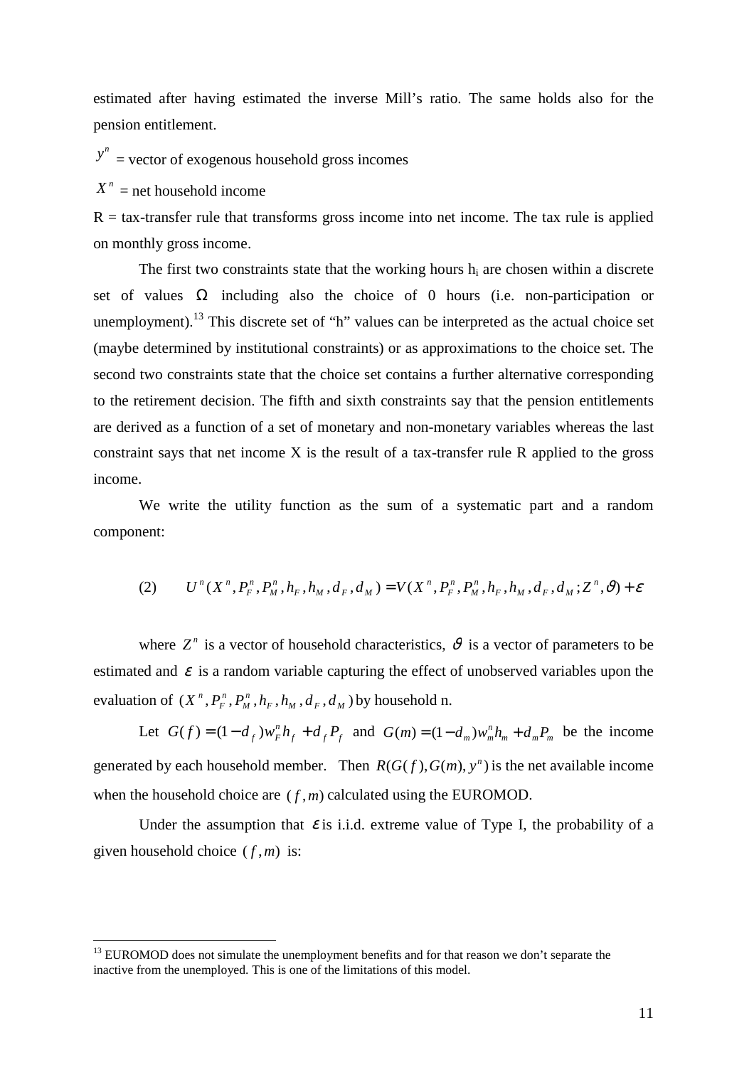estimated after having estimated the inverse Mill's ratio. The same holds also for the pension entitlement.

$y^n$ = vector of exogenous household gross incomes

$X^n$ = net household income

R = tax-transfer rule that transforms gross income into net income. The tax rule is applied on monthly gross income.

The first two constraints state that the working hours $h_i$ are chosen within a discrete set of values $\Omega$ including also the choice of 0 hours (i.e. non-participation or unemployment).[13] This discrete set of "h" values can be interpreted as the actual choice set (maybe determined by institutional constraints) or as approximations to the choice set. The second two constraints state that the choice set contains a further alternative corresponding to the retirement decision. The fifth and sixth constraints say that the pension entitlements are derived as a function of a set of monetary and non-monetary variables whereas the last constraint says that net income X is the result of a tax-transfer rule R applied to the gross income.

We write the utility function as the sum of a systematic part and a random component:

$$(2) \qquad U^n(X^n, P_F^n, P_M^n, h_F, h_M, d_F, d_M) = V(X^n, P_F^n, P_M^n, h_F, h_M, d_F, d_M; Z^n, \vartheta) + \varepsilon$$

where $Z^n$ is a vector of household characteristics, $\vartheta$ is a vector of parameters to be estimated and $\varepsilon$ is a random variable capturing the effect of unobserved variables upon the evaluation of $(X^n, P_F^n, P_M^n, h_F, h_M, d_F, d_M)$ by household n.

Let $G(f) = (1-d_f)w_F^n h_f + d_f P_f$ and $G(m) = (1-d_m)w_m^n h_m + d_m P_m$ be the income generated by each household member. Then $R(G(f), G(m), y^n)$ is the net available income when the household choice are $(f, m)$ calculated using the EUROMOD.

Under the assumption that $\varepsilon$ is i.i.d. extreme value of Type I, the probability of a given household choice $(f, m)$ is:

[13] EUROMOD does not simulate the unemployment benefits and for that reason we don't separate the inactive from the unemployed. This is one of the limitations of this model.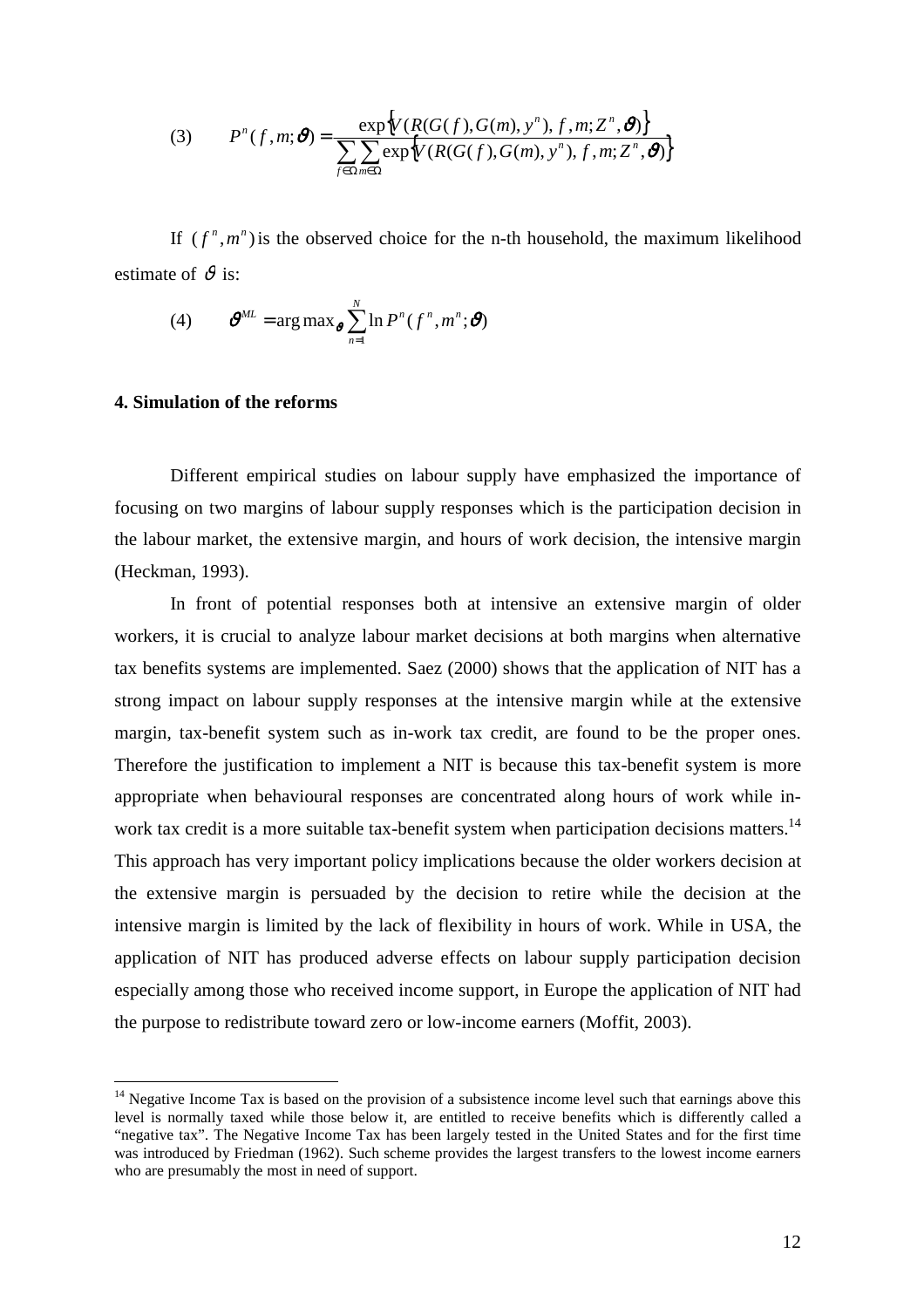$$(3) \qquad P^n(f,m;\vartheta) = \frac{\exp\left\{V(R(G(f),G(m),y^n),\, f,m;Z^n,\vartheta)\right\}}{\sum_{f\in\Omega}\sum_{m\in\Omega}\exp\left\{V(R(G(f),G(m),y^n),\, f,m;Z^n,\vartheta)\right\}}$$

If $(f^n, m^n)$ is the observed choice for the n-th household, the maximum likelihood estimate of $\vartheta$ is:

$$(4) \qquad \vartheta^{ML} = \arg\max_{\vartheta} \sum_{n=1}^{N} \ln P^n(f^n, m^n; \vartheta)$$

**4. Simulation of the reforms**

Different empirical studies on labour supply have emphasized the importance of focusing on two margins of labour supply responses which is the participation decision in the labour market, the extensive margin, and hours of work decision, the intensive margin (Heckman, 1993).

In front of potential responses both at intensive an extensive margin of older workers, it is crucial to analyze labour market decisions at both margins when alternative tax benefits systems are implemented. Saez (2000) shows that the application of NIT has a strong impact on labour supply responses at the intensive margin while at the extensive margin, tax-benefit system such as in-work tax credit, are found to be the proper ones. Therefore the justification to implement a NIT is because this tax-benefit system is more appropriate when behavioural responses are concentrated along hours of work while in-work tax credit is a more suitable tax-benefit system when participation decisions matters.[14] This approach has very important policy implications because the older workers decision at the extensive margin is persuaded by the decision to retire while the decision at the intensive margin is limited by the lack of flexibility in hours of work. While in USA, the application of NIT has produced adverse effects on labour supply participation decision especially among those who received income support, in Europe the application of NIT had the purpose to redistribute toward zero or low-income earners (Moffit, 2003).

[14] Negative Income Tax is based on the provision of a subsistence income level such that earnings above this level is normally taxed while those below it, are entitled to receive benefits which is differently called a "negative tax". The Negative Income Tax has been largely tested in the United States and for the first time was introduced by Friedman (1962). Such scheme provides the largest transfers to the lowest income earners who are presumably the most in need of support.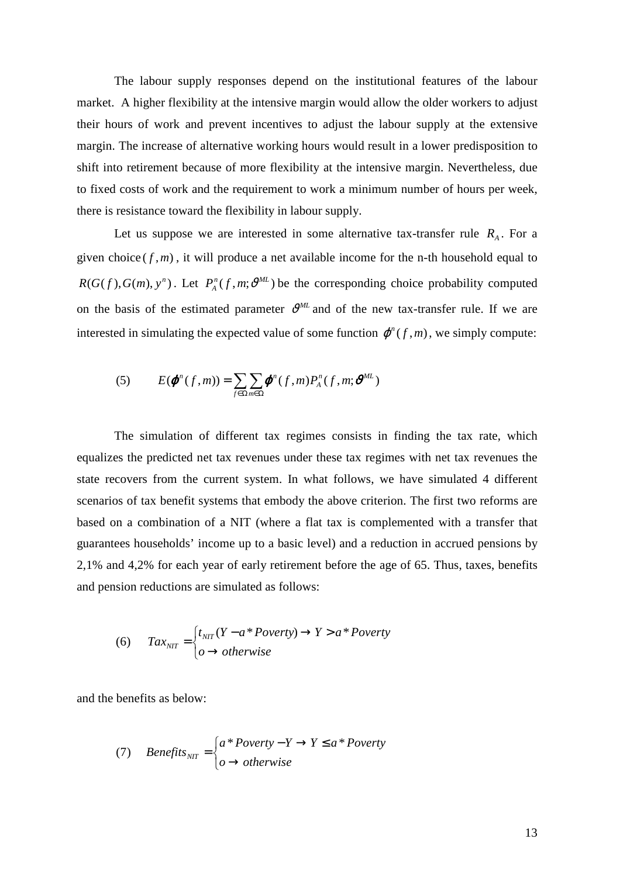The labour supply responses depend on the institutional features of the labour market. A higher flexibility at the intensive margin would allow the older workers to adjust their hours of work and prevent incentives to adjust the labour supply at the extensive margin. The increase of alternative working hours would result in a lower predisposition to shift into retirement because of more flexibility at the intensive margin. Nevertheless, due to fixed costs of work and the requirement to work a minimum number of hours per week, there is resistance toward the flexibility in labour supply.

Let us suppose we are interested in some alternative tax-transfer rule $R_A$. For a given choice $(f,m)$, it will produce a net available income for the n-th household equal to $R(G(f),G(m),y^n)$. Let $P_A^n(f,m;\vartheta^{ML})$ be the corresponding choice probability computed on the basis of the estimated parameter $\vartheta^{ML}$ and of the new tax-transfer rule. If we are interested in simulating the expected value of some function $\varphi^n(f,m)$, we simply compute:

$$(5) \qquad E(\varphi^n(f,m)) = \sum_{f \in \Omega} \sum_{m \in \Omega} \varphi^n(f,m) P_A^n(f,m;\vartheta^{ML})$$

The simulation of different tax regimes consists in finding the tax rate, which equalizes the predicted net tax revenues under these tax regimes with net tax revenues the state recovers from the current system. In what follows, we have simulated 4 different scenarios of tax benefit systems that embody the above criterion. The first two reforms are based on a combination of a NIT (where a flat tax is complemented with a transfer that guarantees households' income up to a basic level) and a reduction in accrued pensions by 2,1% and 4,2% for each year of early retirement before the age of 65. Thus, taxes, benefits and pension reductions are simulated as follows:

$$(6) \qquad Tax_{NIT} = \begin{cases} t_{NIT}(Y - a * Poverty) \rightarrow Y > a * Poverty \\ o \rightarrow otherwise \end{cases}$$

and the benefits as below:

$$(7) \qquad Benefits_{NIT} = \begin{cases} a * Poverty - Y \rightarrow Y \leq a * Poverty \\ o \rightarrow otherwise \end{cases}$$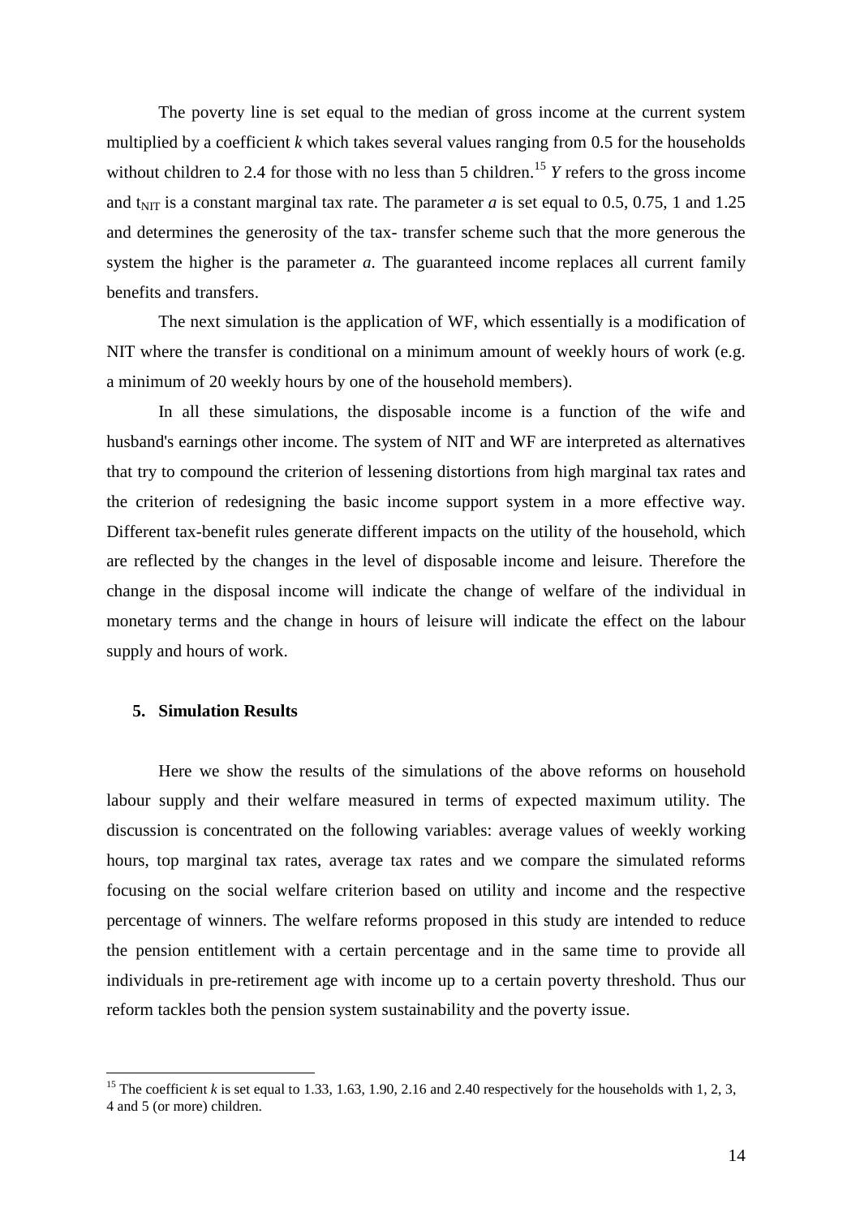The poverty line is set equal to the median of gross income at the current system multiplied by a coefficient *k* which takes several values ranging from 0.5 for the households without children to 2.4 for those with no less than 5 children.[15] *Y* refers to the gross income and $t_{NIT}$ is a constant marginal tax rate. The parameter *a* is set equal to 0.5, 0.75, 1 and 1.25 and determines the generosity of the tax- transfer scheme such that the more generous the system the higher is the parameter *a*. The guaranteed income replaces all current family benefits and transfers.

The next simulation is the application of WF, which essentially is a modification of NIT where the transfer is conditional on a minimum amount of weekly hours of work (e.g. a minimum of 20 weekly hours by one of the household members).

In all these simulations, the disposable income is a function of the wife and husband's earnings other income. The system of NIT and WF are interpreted as alternatives that try to compound the criterion of lessening distortions from high marginal tax rates and the criterion of redesigning the basic income support system in a more effective way. Different tax-benefit rules generate different impacts on the utility of the household, which are reflected by the changes in the level of disposable income and leisure. Therefore the change in the disposal income will indicate the change of welfare of the individual in monetary terms and the change in hours of leisure will indicate the effect on the labour supply and hours of work.

## 5. Simulation Results

Here we show the results of the simulations of the above reforms on household labour supply and their welfare measured in terms of expected maximum utility. The discussion is concentrated on the following variables: average values of weekly working hours, top marginal tax rates, average tax rates and we compare the simulated reforms focusing on the social welfare criterion based on utility and income and the respective percentage of winners. The welfare reforms proposed in this study are intended to reduce the pension entitlement with a certain percentage and in the same time to provide all individuals in pre-retirement age with income up to a certain poverty threshold. Thus our reform tackles both the pension system sustainability and the poverty issue.

---

[15] The coefficient *k* is set equal to 1.33, 1.63, 1.90, 2.16 and 2.40 respectively for the households with 1, 2, 3, 4 and 5 (or more) children.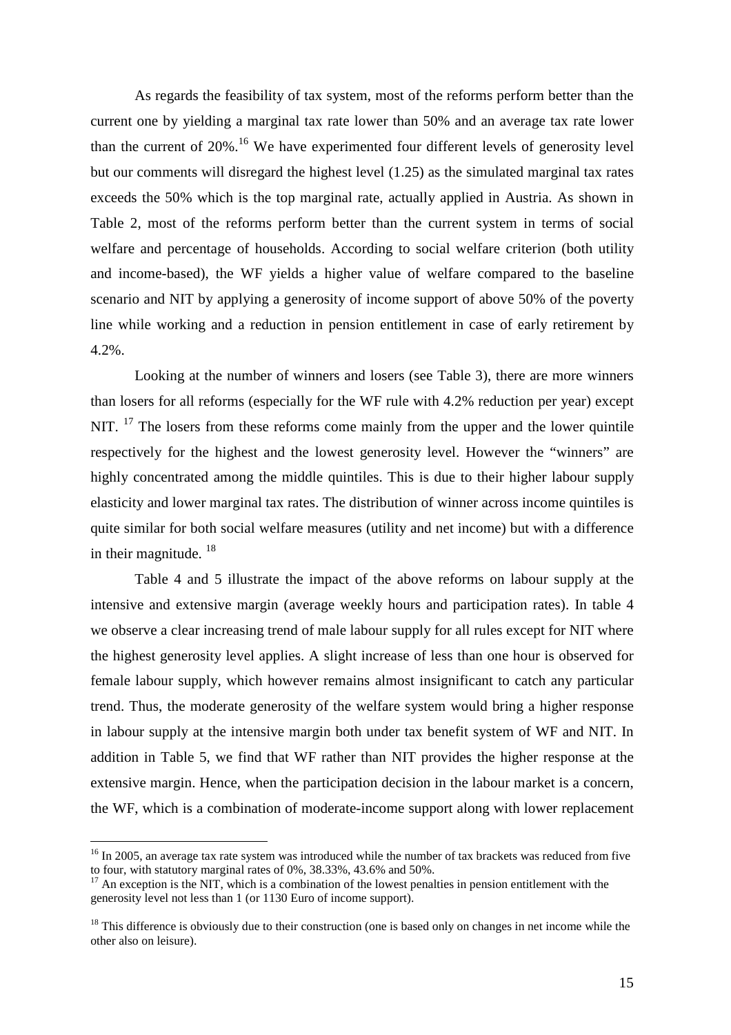As regards the feasibility of tax system, most of the reforms perform better than the current one by yielding a marginal tax rate lower than 50% and an average tax rate lower than the current of 20%.[16] We have experimented four different levels of generosity level but our comments will disregard the highest level (1.25) as the simulated marginal tax rates exceeds the 50% which is the top marginal rate, actually applied in Austria. As shown in Table 2, most of the reforms perform better than the current system in terms of social welfare and percentage of households. According to social welfare criterion (both utility and income-based), the WF yields a higher value of welfare compared to the baseline scenario and NIT by applying a generosity of income support of above 50% of the poverty line while working and a reduction in pension entitlement in case of early retirement by 4.2%.

Looking at the number of winners and losers (see Table 3), there are more winners than losers for all reforms (especially for the WF rule with 4.2% reduction per year) except NIT. [17] The losers from these reforms come mainly from the upper and the lower quintile respectively for the highest and the lowest generosity level. However the "winners" are highly concentrated among the middle quintiles. This is due to their higher labour supply elasticity and lower marginal tax rates. The distribution of winner across income quintiles is quite similar for both social welfare measures (utility and net income) but with a difference in their magnitude. [18]

Table 4 and 5 illustrate the impact of the above reforms on labour supply at the intensive and extensive margin (average weekly hours and participation rates). In table 4 we observe a clear increasing trend of male labour supply for all rules except for NIT where the highest generosity level applies. A slight increase of less than one hour is observed for female labour supply, which however remains almost insignificant to catch any particular trend. Thus, the moderate generosity of the welfare system would bring a higher response in labour supply at the intensive margin both under tax benefit system of WF and NIT. In addition in Table 5, we find that WF rather than NIT provides the higher response at the extensive margin. Hence, when the participation decision in the labour market is a concern, the WF, which is a combination of moderate-income support along with lower replacement

---

[16] In 2005, an average tax rate system was introduced while the number of tax brackets was reduced from five to four, with statutory marginal rates of 0%, 38.33%, 43.6% and 50%.

[17] An exception is the NIT, which is a combination of the lowest penalties in pension entitlement with the generosity level not less than 1 (or 1130 Euro of income support).

[18] This difference is obviously due to their construction (one is based only on changes in net income while the other also on leisure).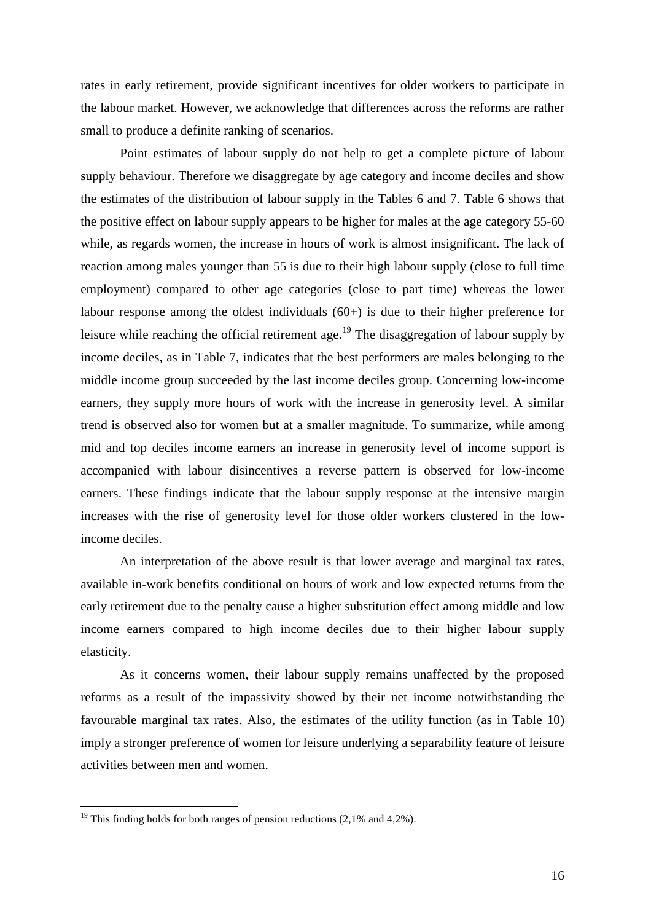rates in early retirement, provide significant incentives for older workers to participate in the labour market. However, we acknowledge that differences across the reforms are rather small to produce a definite ranking of scenarios.

Point estimates of labour supply do not help to get a complete picture of labour supply behaviour. Therefore we disaggregate by age category and income deciles and show the estimates of the distribution of labour supply in the Tables 6 and 7. Table 6 shows that the positive effect on labour supply appears to be higher for males at the age category 55-60 while, as regards women, the increase in hours of work is almost insignificant. The lack of reaction among males younger than 55 is due to their high labour supply (close to full time employment) compared to other age categories (close to part time) whereas the lower labour response among the oldest individuals (60+) is due to their higher preference for leisure while reaching the official retirement age.[19] The disaggregation of labour supply by income deciles, as in Table 7, indicates that the best performers are males belonging to the middle income group succeeded by the last income deciles group. Concerning low-income earners, they supply more hours of work with the increase in generosity level. A similar trend is observed also for women but at a smaller magnitude. To summarize, while among mid and top deciles income earners an increase in generosity level of income support is accompanied with labour disincentives a reverse pattern is observed for low-income earners. These findings indicate that the labour supply response at the intensive margin increases with the rise of generosity level for those older workers clustered in the low-income deciles.

An interpretation of the above result is that lower average and marginal tax rates, available in-work benefits conditional on hours of work and low expected returns from the early retirement due to the penalty cause a higher substitution effect among middle and low income earners compared to high income deciles due to their higher labour supply elasticity.

As it concerns women, their labour supply remains unaffected by the proposed reforms as a result of the impassivity showed by their net income notwithstanding the favourable marginal tax rates. Also, the estimates of the utility function (as in Table 10) imply a stronger preference of women for leisure underlying a separability feature of leisure activities between men and women.

[19] This finding holds for both ranges of pension reductions (2,1% and 4,2%).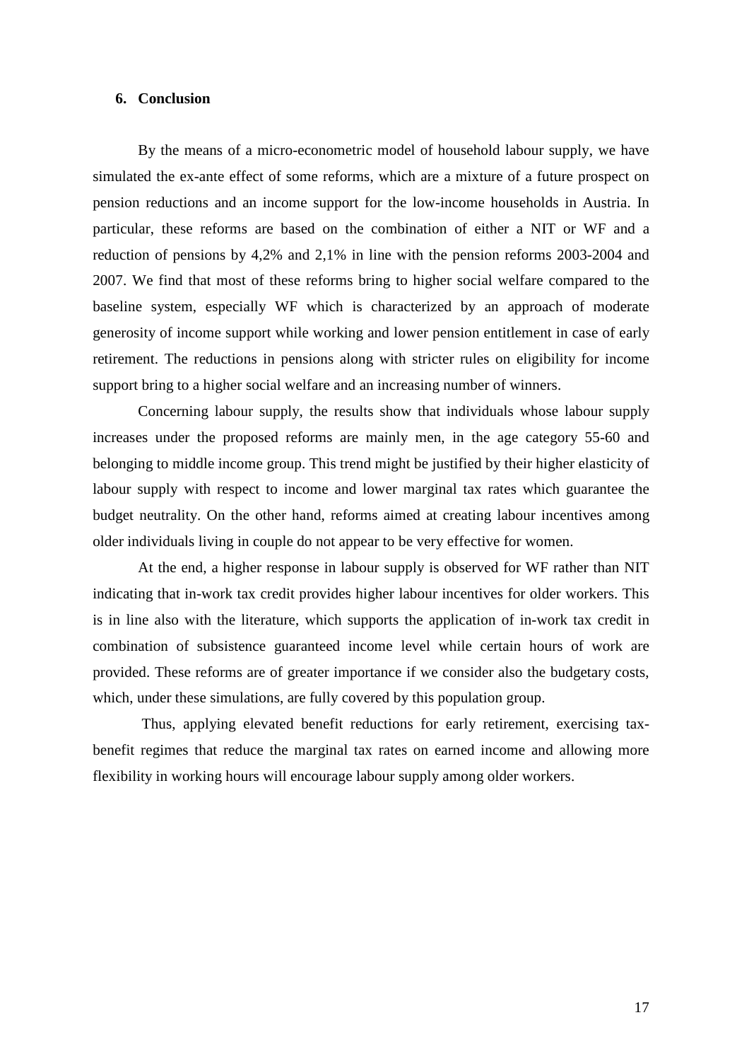## 6. Conclusion

By the means of a micro-econometric model of household labour supply, we have simulated the ex-ante effect of some reforms, which are a mixture of a future prospect on pension reductions and an income support for the low-income households in Austria. In particular, these reforms are based on the combination of either a NIT or WF and a reduction of pensions by 4,2% and 2,1% in line with the pension reforms 2003-2004 and 2007. We find that most of these reforms bring to higher social welfare compared to the baseline system, especially WF which is characterized by an approach of moderate generosity of income support while working and lower pension entitlement in case of early retirement. The reductions in pensions along with stricter rules on eligibility for income support bring to a higher social welfare and an increasing number of winners.

Concerning labour supply, the results show that individuals whose labour supply increases under the proposed reforms are mainly men, in the age category 55-60 and belonging to middle income group. This trend might be justified by their higher elasticity of labour supply with respect to income and lower marginal tax rates which guarantee the budget neutrality. On the other hand, reforms aimed at creating labour incentives among older individuals living in couple do not appear to be very effective for women.

At the end, a higher response in labour supply is observed for WF rather than NIT indicating that in-work tax credit provides higher labour incentives for older workers. This is in line also with the literature, which supports the application of in-work tax credit in combination of subsistence guaranteed income level while certain hours of work are provided. These reforms are of greater importance if we consider also the budgetary costs, which, under these simulations, are fully covered by this population group.

Thus, applying elevated benefit reductions for early retirement, exercising tax-benefit regimes that reduce the marginal tax rates on earned income and allowing more flexibility in working hours will encourage labour supply among older workers.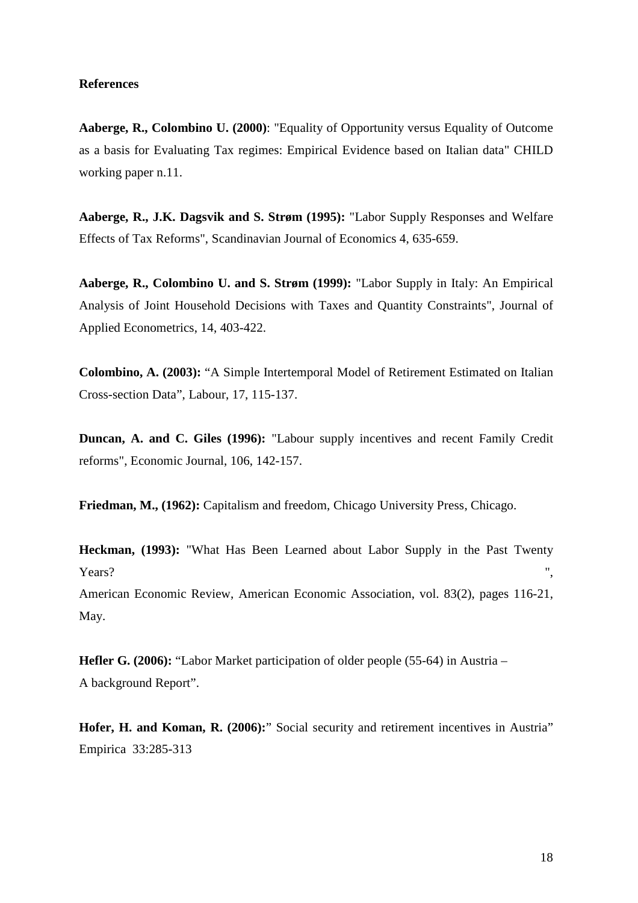**References**

**Aaberge, R., Colombino U. (2000)**: "Equality of Opportunity versus Equality of Outcome as a basis for Evaluating Tax regimes: Empirical Evidence based on Italian data" CHILD working paper n.11.

**Aaberge, R., J.K. Dagsvik and S. Strøm (1995):** "Labor Supply Responses and Welfare Effects of Tax Reforms", Scandinavian Journal of Economics 4, 635-659.

**Aaberge, R., Colombino U. and S. Strøm (1999):** "Labor Supply in Italy: An Empirical Analysis of Joint Household Decisions with Taxes and Quantity Constraints", Journal of Applied Econometrics, 14, 403-422.

**Colombino, A. (2003):** "A Simple Intertemporal Model of Retirement Estimated on Italian Cross-section Data", Labour, 17, 115-137.

**Duncan, A. and C. Giles (1996):** "Labour supply incentives and recent Family Credit reforms", Economic Journal, 106, 142-157.

**Friedman, M., (1962):** Capitalism and freedom, Chicago University Press, Chicago.

**Heckman, (1993):** "What Has Been Learned about Labor Supply in the Past Twenty Years? ", American Economic Review, American Economic Association, vol. 83(2), pages 116-21, May.

**Hefler G. (2006):** "Labor Market participation of older people (55-64) in Austria – A background Report".

**Hofer, H. and Koman, R. (2006):**" Social security and retirement incentives in Austria" Empirica 33:285-313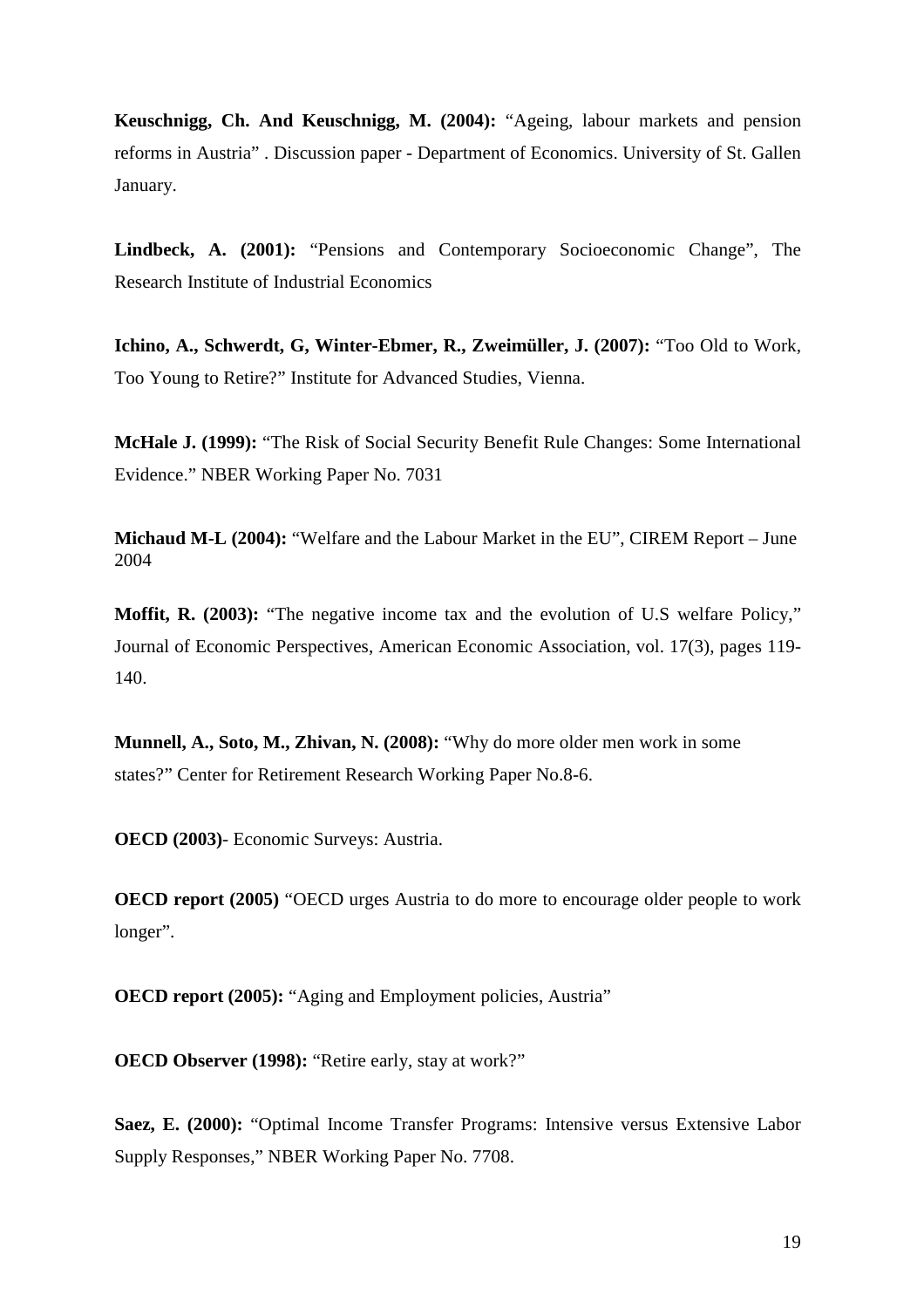**Keuschnigg, Ch. And Keuschnigg, M. (2004):** "Ageing, labour markets and pension reforms in Austria" . Discussion paper - Department of Economics. University of St. Gallen January.

**Lindbeck, A. (2001):** "Pensions and Contemporary Socioeconomic Change", The Research Institute of Industrial Economics

**Ichino, A., Schwerdt, G, Winter-Ebmer, R., Zweimüller, J. (2007):** "Too Old to Work, Too Young to Retire?" Institute for Advanced Studies, Vienna.

**McHale J. (1999):** "The Risk of Social Security Benefit Rule Changes: Some International Evidence." NBER Working Paper No. 7031

**Michaud M-L (2004):** "Welfare and the Labour Market in the EU", CIREM Report – June 2004

**Moffit, R. (2003):** "The negative income tax and the evolution of U.S welfare Policy," Journal of Economic Perspectives, American Economic Association, vol. 17(3), pages 119-140.

**Munnell, A., Soto, M., Zhivan, N. (2008):** "Why do more older men work in some states?" Center for Retirement Research Working Paper No.8-6.

**OECD (2003)**- Economic Surveys: Austria.

**OECD report (2005)** "OECD urges Austria to do more to encourage older people to work longer".

**OECD report (2005):** "Aging and Employment policies, Austria"

**OECD Observer (1998):** "Retire early, stay at work?"

**Saez, E. (2000):** "Optimal Income Transfer Programs: Intensive versus Extensive Labor Supply Responses," NBER Working Paper No. 7708.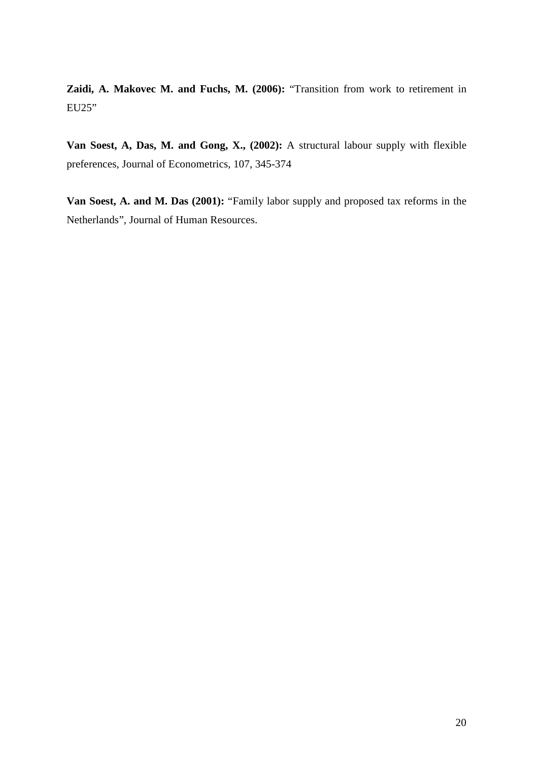**Zaidi, A. Makovec M. and Fuchs, M. (2006):** "Transition from work to retirement in EU25"

**Van Soest, A, Das, M. and Gong, X., (2002):** A structural labour supply with flexible preferences, Journal of Econometrics, 107, 345-374

**Van Soest, A. and M. Das (2001):** "Family labor supply and proposed tax reforms in the Netherlands", Journal of Human Resources.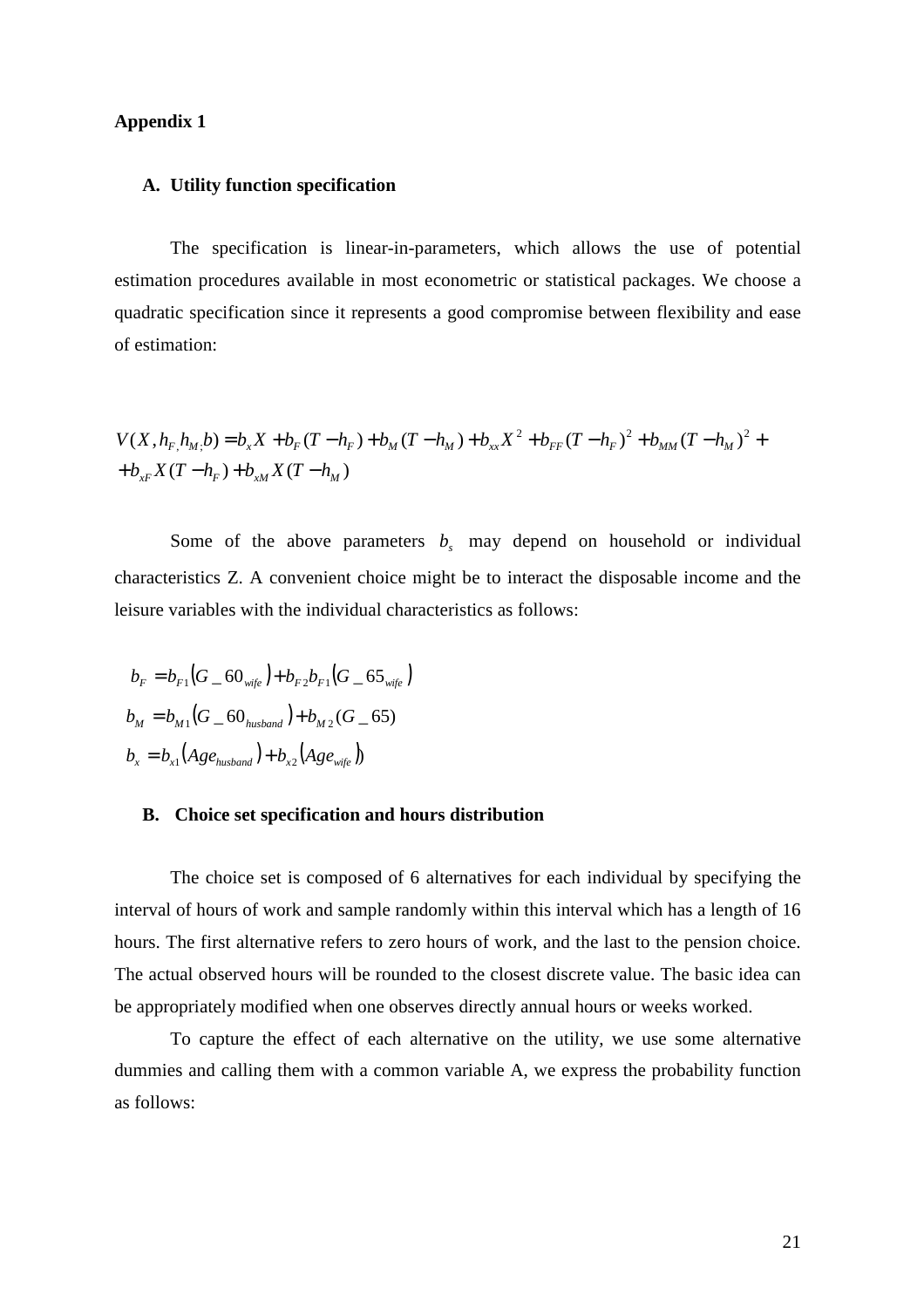**Appendix 1**

**A. Utility function specification**

The specification is linear-in-parameters, which allows the use of potential estimation procedures available in most econometric or statistical packages. We choose a quadratic specification since it represents a good compromise between flexibility and ease of estimation:

$$V(X, h_{F,} h_{M;} b) = b_x X + b_F (T - h_F) + b_M (T - h_M) + b_{xx} X^2 + b_{FF} (T - h_F)^2 + b_{MM} (T - h_M)^2 + \\ + b_{xF} X (T - h_F) + b_{xM} X (T - h_M)$$

Some of the above parameters $b_s$ may depend on household or individual characteristics Z. A convenient choice might be to interact the disposable income and the leisure variables with the individual characteristics as follows:

$$b_F = b_{F1}(G\_60_{wife}) + b_{F2} b_{F1}(G\_65_{wife})$$
$$b_M = b_{M1}(G\_60_{husband}) + b_{M2}(G\_65)$$
$$b_x = b_{x1}(Age_{husband}) + b_{x2}(Age_{wife}))$$

**B. Choice set specification and hours distribution**

The choice set is composed of 6 alternatives for each individual by specifying the interval of hours of work and sample randomly within this interval which has a length of 16 hours. The first alternative refers to zero hours of work, and the last to the pension choice. The actual observed hours will be rounded to the closest discrete value. The basic idea can be appropriately modified when one observes directly annual hours or weeks worked.

To capture the effect of each alternative on the utility, we use some alternative dummies and calling them with a common variable A, we express the probability function as follows: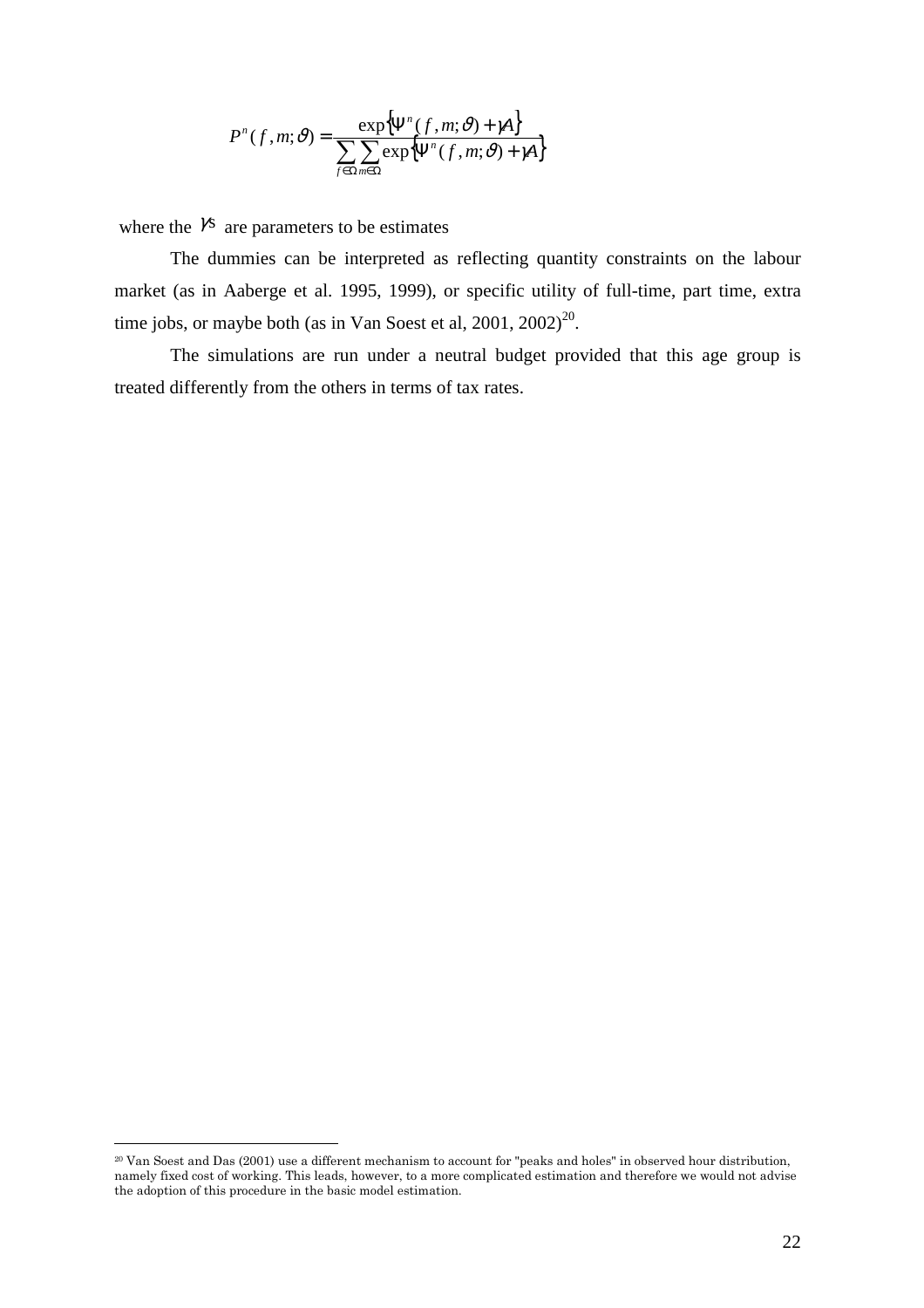$$P^n(f,m;\vartheta) = \frac{\exp\{\Psi^n(f,m;\vartheta)+\gamma A\}}{\sum_{f\in\Omega}\sum_{m\in\Omega}\exp\{\Psi^n(f,m;\vartheta)+\gamma A\}}$$

where the $\gamma$s are parameters to be estimates

The dummies can be interpreted as reflecting quantity constraints on the labour market (as in Aaberge et al. 1995, 1999), or specific utility of full-time, part time, extra time jobs, or maybe both (as in Van Soest et al, 2001, 2002)[20].

The simulations are run under a neutral budget provided that this age group is treated differently from the others in terms of tax rates.

---

[20] Van Soest and Das (2001) use a different mechanism to account for "peaks and holes" in observed hour distribution, namely fixed cost of working. This leads, however, to a more complicated estimation and therefore we would not advise the adoption of this procedure in the basic model estimation.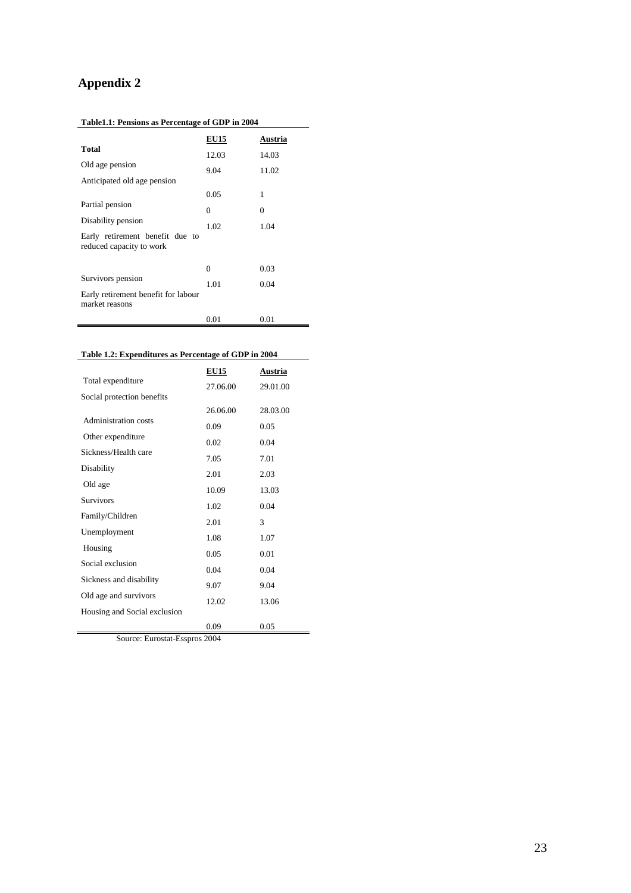# Appendix 2

**Table1.1: Pensions as Percentage of GDP in 2004**

| | **EU15** | **Austria** |
|---|---|---|
| **Total** | 12.03 | 14.03 |
| Old age pension | 9.04 | 11.02 |
| Anticipated old age pension | 0.05 | 1 |
| Partial pension | 0 | 0 |
| Disability pension | 1.02 | 1.04 |
| Early retirement benefit due to reduced capacity to work | 0 | 0.03 |
| Survivors pension | 1.01 | 0.04 |
| Early retirement benefit for labour market reasons | 0.01 | 0.01 |

**Table 1.2: Expenditures as Percentage of GDP in 2004**

| | **EU15** | **Austria** |
|---|---|---|
| Total expenditure | 27.06.00 | 29.01.00 |
| Social protection benefits | 26.06.00 | 28.03.00 |
| Administration costs | 0.09 | 0.05 |
| Other expenditure | 0.02 | 0.04 |
| Sickness/Health care | 7.05 | 7.01 |
| Disability | 2.01 | 2.03 |
| Old age | 10.09 | 13.03 |
| Survivors | 1.02 | 0.04 |
| Family/Children | 2.01 | 3 |
| Unemployment | 1.08 | 1.07 |
| Housing | 0.05 | 0.01 |
| Social exclusion | 0.04 | 0.04 |
| Sickness and disability | 9.07 | 9.04 |
| Old age and survivors | 12.02 | 13.06 |
| Housing and Social exclusion | 0.09 | 0.05 |

Source: Eurostat-Esspros 2004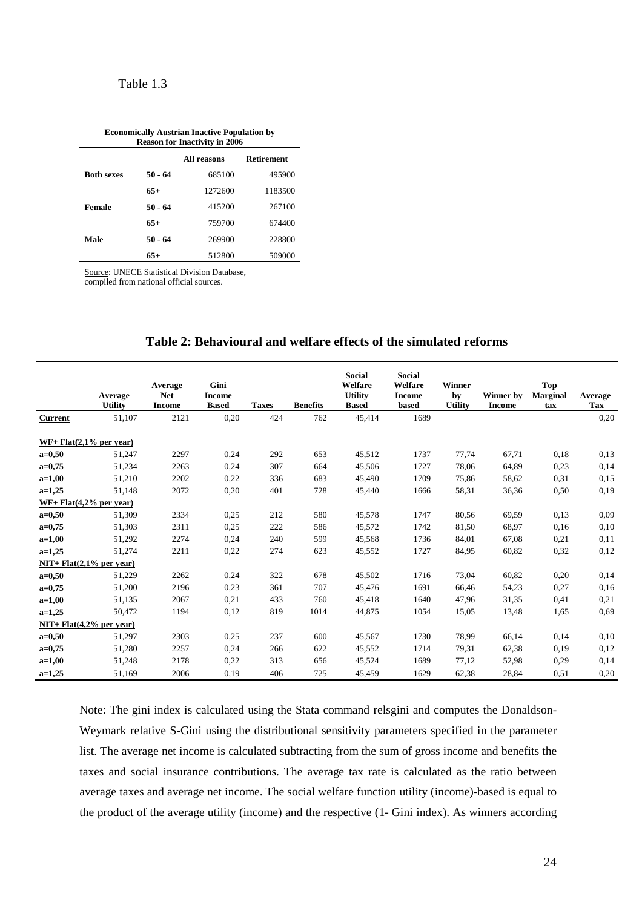Table 1.3

**Economically Austrian Inactive Population by Reason for Inactivity in 2006**

| | | All reasons | Retirement |
|---|---|---|---|
| **Both sexes** | **50 - 64** | 685100 | 495900 |
| | **65+** | 1272600 | 1183500 |
| **Female** | **50 - 64** | 415200 | 267100 |
| | **65+** | 759700 | 674400 |
| **Male** | **50 - 64** | 269900 | 228800 |
| | **65+** | 512800 | 509000 |

Source: UNECE Statistical Division Database, compiled from national official sources.

## Table 2: Behavioural and welfare effects of the simulated reforms

| | Average Utility | Average Net Income | Gini Income Based | Taxes | Benefits | Social Welfare Utility Based | Social Welfare Income based | Winner by Utility | Winner by Income | Top Marginal tax | Average Tax |
|---|---|---|---|---|---|---|---|---|---|---|---|
| **Current** | 51,107 | 2121 | 0,20 | 424 | 762 | 45,414 | 1689 | | | | 0,20 |
| **WF+ Flat(2,1% per year)** | | | | | | | | | | | |
| **a=0,50** | 51,247 | 2297 | 0,24 | 292 | 653 | 45,512 | 1737 | 77,74 | 67,71 | 0,18 | 0,13 |
| **a=0,75** | 51,234 | 2263 | 0,24 | 307 | 664 | 45,506 | 1727 | 78,06 | 64,89 | 0,23 | 0,14 |
| **a=1,00** | 51,210 | 2202 | 0,22 | 336 | 683 | 45,490 | 1709 | 75,86 | 58,62 | 0,31 | 0,15 |
| **a=1,25** | 51,148 | 2072 | 0,20 | 401 | 728 | 45,440 | 1666 | 58,31 | 36,36 | 0,50 | 0,19 |
| **WF+ Flat(4,2% per year)** | | | | | | | | | | | |
| **a=0,50** | 51,309 | 2334 | 0,25 | 212 | 580 | 45,578 | 1747 | 80,56 | 69,59 | 0,13 | 0,09 |
| **a=0,75** | 51,303 | 2311 | 0,25 | 222 | 586 | 45,572 | 1742 | 81,50 | 68,97 | 0,16 | 0,10 |
| **a=1,00** | 51,292 | 2274 | 0,24 | 240 | 599 | 45,568 | 1736 | 84,01 | 67,08 | 0,21 | 0,11 |
| **a=1,25** | 51,274 | 2211 | 0,22 | 274 | 623 | 45,552 | 1727 | 84,95 | 60,82 | 0,32 | 0,12 |
| **NIT+ Flat(2,1% per year)** | | | | | | | | | | | |
| **a=0,50** | 51,229 | 2262 | 0,24 | 322 | 678 | 45,502 | 1716 | 73,04 | 60,82 | 0,20 | 0,14 |
| **a=0,75** | 51,200 | 2196 | 0,23 | 361 | 707 | 45,476 | 1691 | 66,46 | 54,23 | 0,27 | 0,16 |
| **a=1,00** | 51,135 | 2067 | 0,21 | 433 | 760 | 45,418 | 1640 | 47,96 | 31,35 | 0,41 | 0,21 |
| **a=1,25** | 50,472 | 1194 | 0,12 | 819 | 1014 | 44,875 | 1054 | 15,05 | 13,48 | 1,65 | 0,69 |
| **NIT+ Flat(4,2% per year)** | | | | | | | | | | | |
| **a=0,50** | 51,297 | 2303 | 0,25 | 237 | 600 | 45,567 | 1730 | 78,99 | 66,14 | 0,14 | 0,10 |
| **a=0,75** | 51,280 | 2257 | 0,24 | 266 | 622 | 45,552 | 1714 | 79,31 | 62,38 | 0,19 | 0,12 |
| **a=1,00** | 51,248 | 2178 | 0,22 | 313 | 656 | 45,524 | 1689 | 77,12 | 52,98 | 0,29 | 0,14 |
| **a=1,25** | 51,169 | 2006 | 0,19 | 406 | 725 | 45,459 | 1629 | 62,38 | 28,84 | 0,51 | 0,20 |

Note: The gini index is calculated using the Stata command relsgini and computes the Donaldson-Weymark relative S-Gini using the distributional sensitivity parameters specified in the parameter list. The average net income is calculated subtracting from the sum of gross income and benefits the taxes and social insurance contributions. The average tax rate is calculated as the ratio between average taxes and average net income. The social welfare function utility (income)-based is equal to the product of the average utility (income) and the respective (1- Gini index). As winners according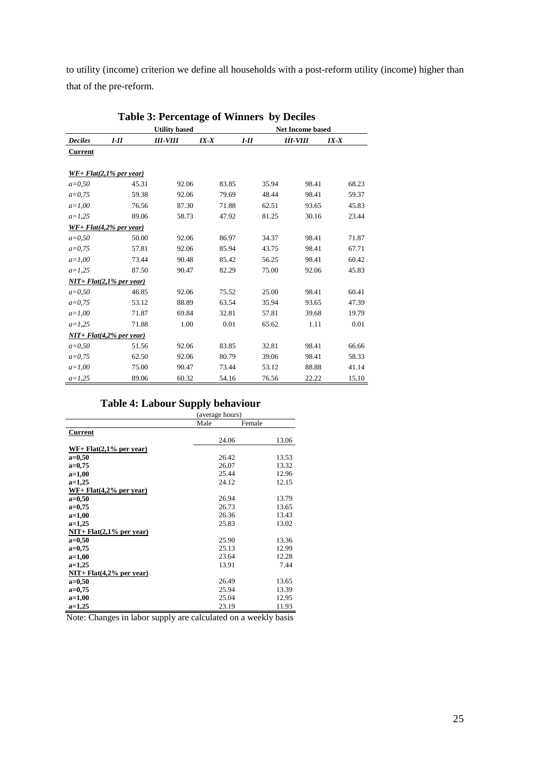to utility (income) criterion we define all households with a post-reform utility (income) higher than that of the pre-reform.

**Table 3: Percentage of Winners by Deciles**

| | Utility based | | | Net Income based | | |
|---|---|---|---|---|---|---|
| ***Deciles*** | ***I-II*** | ***III-VIII*** | ***IX-X*** | ***I-II*** | ***III-VIII*** | ***IX-X*** |
| **Current** | | | | | | |
| ***WF+ Flat(2,1% per year)*** | | | | | | |
| *a=0,50* | 45.31 | 92.06 | 83.85 | 35.94 | 98.41 | 68.23 |
| *a=0,75* | 59.38 | 92.06 | 79.69 | 48.44 | 98.41 | 59.37 |
| *a=1,00* | 76.56 | 87.30 | 71.88 | 62.51 | 93.65 | 45.83 |
| *a=1,25* | 89.06 | 58.73 | 47.92 | 81.25 | 30.16 | 23.44 |
| ***WF+ Flat(4,2% per year)*** | | | | | | |
| *a=0,50* | 50.00 | 92.06 | 86.97 | 34.37 | 98.41 | 71.87 |
| *a=0,75* | 57.81 | 92.06 | 85.94 | 43.75 | 98.41 | 67.71 |
| *a=1,00* | 73.44 | 90.48 | 85.42 | 56.25 | 98.41 | 60.42 |
| *a=1,25* | 87.50 | 90.47 | 82.29 | 75.00 | 92.06 | 45.83 |
| ***NIT+ Flat(2,1% per year)*** | | | | | | |
| *a=0,50* | 46.85 | 92.06 | 75.52 | 25.00 | 98.41 | 60.41 |
| *a=0,75* | 53.12 | 88.89 | 63.54 | 35.94 | 93.65 | 47.39 |
| *a=1,00* | 71.87 | 69.84 | 32.81 | 57.81 | 39.68 | 19.79 |
| *a=1,25* | 71.88 | 1.00 | 0.01 | 65.62 | 1.11 | 0.01 |
| ***NIT+ Flat(4,2% per year)*** | | | | | | |
| *a=0,50* | 51.56 | 92.06 | 83.85 | 32.81 | 98.41 | 66.66 |
| *a=0,75* | 62.50 | 92.06 | 80.79 | 39.06 | 98.41 | 58.33 |
| *a=1,00* | 75.00 | 90.47 | 73.44 | 53.12 | 88.88 | 41.14 |
| *a=1,25* | 89.06 | 60.32 | 54.16 | 76.56 | 22.22 | 15.10 |

**Table 4: Labour Supply behaviour**

| | (average hours) | |
|---|---|---|
| | Male | Female |
| **Current** | 24.06 | 13.06 |
| **WF+ Flat(2,1% per year)** | | |
| **a=0,50** | 26.42 | 13.53 |
| **a=0,75** | 26.07 | 13.32 |
| **a=1,00** | 25.44 | 12.96 |
| **a=1,25** | 24.12 | 12.15 |
| **WF+ Flat(4,2% per year)** | | |
| **a=0,50** | 26.94 | 13.79 |
| **a=0,75** | 26.73 | 13.65 |
| **a=1,00** | 26.36 | 13.43 |
| **a=1,25** | 25.83 | 13.02 |
| **NIT+ Flat(2,1% per year)** | | |
| **a=0,50** | 25.90 | 13.36 |
| **a=0,75** | 25.13 | 12.99 |
| **a=1,00** | 23.64 | 12.28 |
| **a=1,25** | 13.91 | 7.44 |
| **NIT+ Flat(4,2% per year)** | | |
| **a=0,50** | 26.49 | 13.65 |
| **a=0,75** | 25.94 | 13.39 |
| **a=1,00** | 25.04 | 12.95 |
| **a=1,25** | 23.19 | 11.93 |

Note: Changes in labor supply are calculated on a weekly basis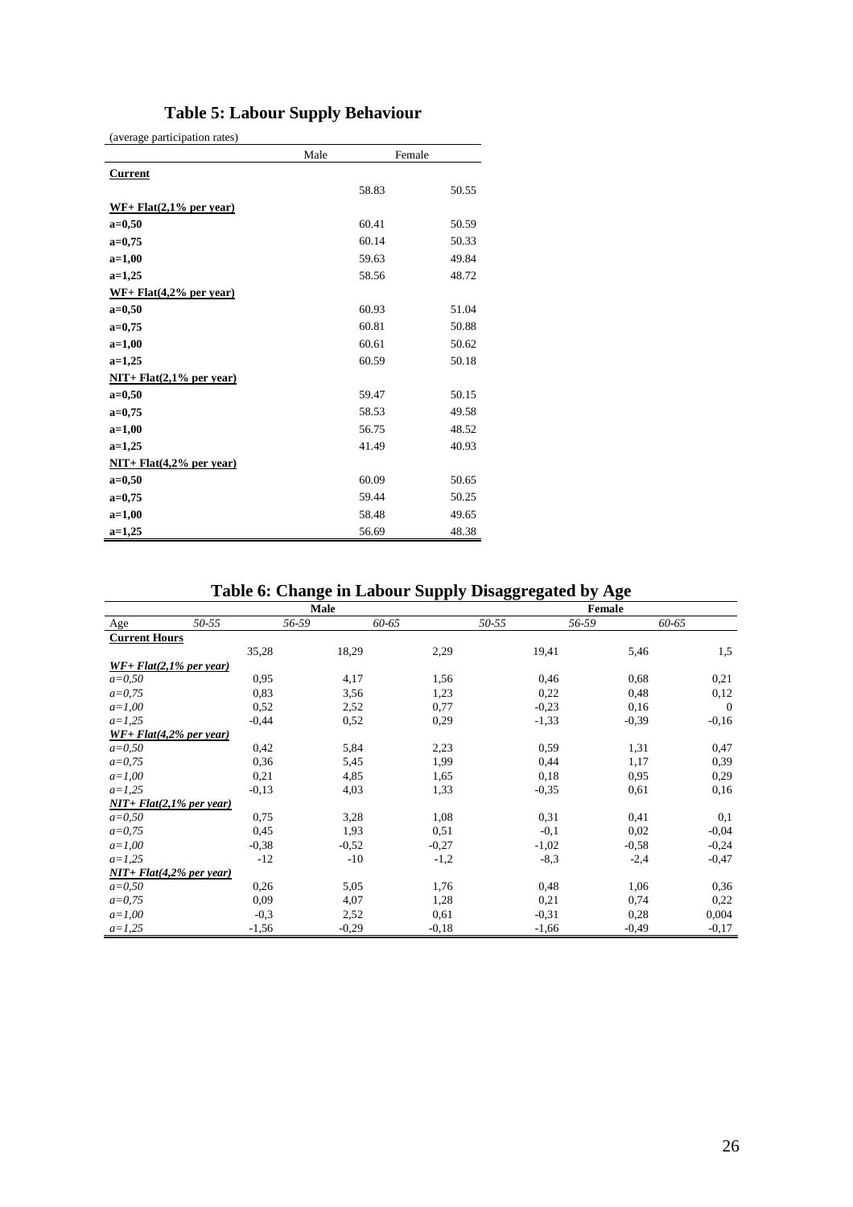# Table 5: Labour Supply Behaviour

(average participation rates)

| | Male | Female |
|---|---|---|
| **Current** | | |
| | 58.83 | 50.55 |
| **WF+ Flat(2,1% per year)** | | |
| **a=0,50** | 60.41 | 50.59 |
| **a=0,75** | 60.14 | 50.33 |
| **a=1,00** | 59.63 | 49.84 |
| **a=1,25** | 58.56 | 48.72 |
| **WF+ Flat(4,2% per year)** | | |
| **a=0,50** | 60.93 | 51.04 |
| **a=0,75** | 60.81 | 50.88 |
| **a=1,00** | 60.61 | 50.62 |
| **a=1,25** | 60.59 | 50.18 |
| **NIT+ Flat(2,1% per year)** | | |
| **a=0,50** | 59.47 | 50.15 |
| **a=0,75** | 58.53 | 49.58 |
| **a=1,00** | 56.75 | 48.52 |
| **a=1,25** | 41.49 | 40.93 |
| **NIT+ Flat(4,2% per year)** | | |
| **a=0,50** | 60.09 | 50.65 |
| **a=0,75** | 59.44 | 50.25 |
| **a=1,00** | 58.48 | 49.65 |
| **a=1,25** | 56.69 | 48.38 |

# Table 6: Change in Labour Supply Disaggregated by Age

| | Male | | | Female | | |
|---|---|---|---|---|---|---|
| Age | *50-55* | *56-59* | *60-65* | *50-55* | *56-59* | *60-65* |
| **Current Hours** | | | | | | |
| | 35,28 | 18,29 | 2,29 | 19,41 | 5,46 | 1,5 |
| ***WF+ Flat(2,1% per year)*** | | | | | | |
| *a=0,50* | 0,95 | 4,17 | 1,56 | 0,46 | 0,68 | 0,21 |
| *a=0,75* | 0,83 | 3,56 | 1,23 | 0,22 | 0,48 | 0,12 |
| *a=1,00* | 0,52 | 2,52 | 0,77 | -0,23 | 0,16 | 0 |
| *a=1,25* | -0,44 | 0,52 | 0,29 | -1,33 | -0,39 | -0,16 |
| ***WF+ Flat(4,2% per year)*** | | | | | | |
| *a=0,50* | 0,42 | 5,84 | 2,23 | 0,59 | 1,31 | 0,47 |
| *a=0,75* | 0,36 | 5,45 | 1,99 | 0,44 | 1,17 | 0,39 |
| *a=1,00* | 0,21 | 4,85 | 1,65 | 0,18 | 0,95 | 0,29 |
| *a=1,25* | -0,13 | 4,03 | 1,33 | -0,35 | 0,61 | 0,16 |
| ***NIT+ Flat(2,1% per year)*** | | | | | | |
| *a=0,50* | 0,75 | 3,28 | 1,08 | 0,31 | 0,41 | 0,1 |
| *a=0,75* | 0,45 | 1,93 | 0,51 | -0,1 | 0,02 | -0,04 |
| *a=1,00* | -0,38 | -0,52 | -0,27 | -1,02 | -0,58 | -0,24 |
| *a=1,25* | -12 | -10 | -1,2 | -8,3 | -2,4 | -0,47 |
| ***NIT+ Flat(4,2% per year)*** | | | | | | |
| *a=0,50* | 0,26 | 5,05 | 1,76 | 0,48 | 1,06 | 0,36 |
| *a=0,75* | 0,09 | 4,07 | 1,28 | 0,21 | 0,74 | 0,22 |
| *a=1,00* | -0,3 | 2,52 | 0,61 | -0,31 | 0,28 | 0,004 |
| *a=1,25* | -1,56 | -0,29 | -0,18 | -1,66 | -0,49 | -0,17 |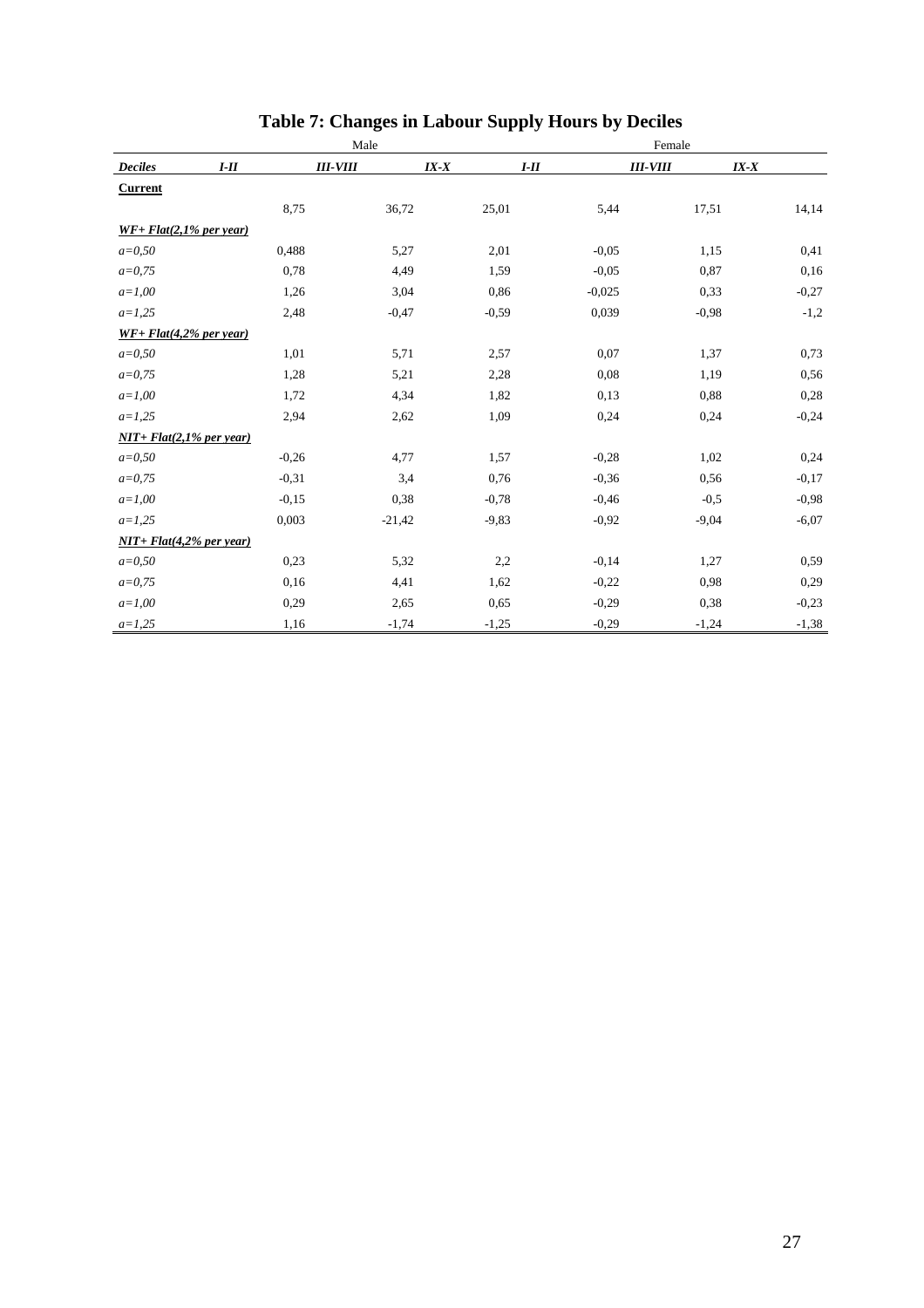# Table 7: Changes in Labour Supply Hours by Deciles

| | Male | | | Female | | |
|---|---|---|---|---|---|---|
| ***Deciles*** | ***I-II*** | ***III-VIII*** | ***IX-X*** | ***I-II*** | ***III-VIII*** | ***IX-X*** |
| **Current** | | | | | | |
| | 8,75 | 36,72 | 25,01 | 5,44 | 17,51 | 14,14 |
| ***WF+ Flat(2,1% per year)*** | | | | | | |
| *a=0,50* | 0,488 | 5,27 | 2,01 | -0,05 | 1,15 | 0,41 |
| *a=0,75* | 0,78 | 4,49 | 1,59 | -0,05 | 0,87 | 0,16 |
| *a=1,00* | 1,26 | 3,04 | 0,86 | -0,025 | 0,33 | -0,27 |
| *a=1,25* | 2,48 | -0,47 | -0,59 | 0,039 | -0,98 | -1,2 |
| ***WF+ Flat(4,2% per year)*** | | | | | | |
| *a=0,50* | 1,01 | 5,71 | 2,57 | 0,07 | 1,37 | 0,73 |
| *a=0,75* | 1,28 | 5,21 | 2,28 | 0,08 | 1,19 | 0,56 |
| *a=1,00* | 1,72 | 4,34 | 1,82 | 0,13 | 0,88 | 0,28 |
| *a=1,25* | 2,94 | 2,62 | 1,09 | 0,24 | 0,24 | -0,24 |
| ***NIT+ Flat(2,1% per year)*** | | | | | | |
| *a=0,50* | -0,26 | 4,77 | 1,57 | -0,28 | 1,02 | 0,24 |
| *a=0,75* | -0,31 | 3,4 | 0,76 | -0,36 | 0,56 | -0,17 |
| *a=1,00* | -0,15 | 0,38 | -0,78 | -0,46 | -0,5 | -0,98 |
| *a=1,25* | 0,003 | -21,42 | -9,83 | -0,92 | -9,04 | -6,07 |
| ***NIT+ Flat(4,2% per year)*** | | | | | | |
| *a=0,50* | 0,23 | 5,32 | 2,2 | -0,14 | 1,27 | 0,59 |
| *a=0,75* | 0,16 | 4,41 | 1,62 | -0,22 | 0,98 | 0,29 |
| *a=1,00* | 0,29 | 2,65 | 0,65 | -0,29 | 0,38 | -0,23 |
| *a=1,25* | 1,16 | -1,74 | -1,25 | -0,29 | -1,24 | -1,38 |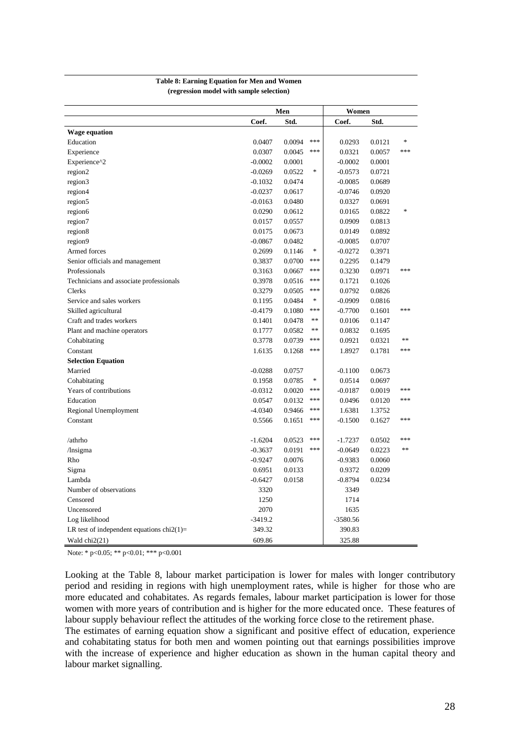**Table 8: Earning Equation for Men and Women**
**(regression model with sample selection)**

| | Men | | | Women | | |
|---|---|---|---|---|---|---|
| | Coef. | Std. | | Coef. | Std. | |
| **Wage equation** | | | | | | |
| Education | 0.0407 | 0.0094 | *** | 0.0293 | 0.0121 | * |
| Experience | 0.0307 | 0.0045 | *** | 0.0321 | 0.0057 | *** |
| Experience^2 | -0.0002 | 0.0001 | | -0.0002 | 0.0001 | |
| region2 | -0.0269 | 0.0522 | * | -0.0573 | 0.0721 | |
| region3 | -0.1032 | 0.0474 | | -0.0085 | 0.0689 | |
| region4 | -0.0237 | 0.0617 | | -0.0746 | 0.0920 | |
| region5 | -0.0163 | 0.0480 | | 0.0327 | 0.0691 | |
| region6 | 0.0290 | 0.0612 | | 0.0165 | 0.0822 | * |
| region7 | 0.0157 | 0.0557 | | 0.0909 | 0.0813 | |
| region8 | 0.0175 | 0.0673 | | 0.0149 | 0.0892 | |
| region9 | -0.0867 | 0.0482 | | -0.0085 | 0.0707 | |
| Armed forces | 0.2699 | 0.1146 | * | -0.0272 | 0.3971 | |
| Senior officials and management | 0.3837 | 0.0700 | *** | 0.2295 | 0.1479 | |
| Professionals | 0.3163 | 0.0667 | *** | 0.3230 | 0.0971 | *** |
| Technicians and associate professionals | 0.3978 | 0.0516 | *** | 0.1721 | 0.1026 | |
| Clerks | 0.3279 | 0.0505 | *** | 0.0792 | 0.0826 | |
| Service and sales workers | 0.1195 | 0.0484 | * | -0.0909 | 0.0816 | |
| Skilled agricultural | -0.4179 | 0.1080 | *** | -0.7700 | 0.1601 | *** |
| Craft and trades workers | 0.1401 | 0.0478 | ** | 0.0106 | 0.1147 | |
| Plant and machine operators | 0.1777 | 0.0582 | ** | 0.0832 | 0.1695 | |
| Cohabitating | 0.3778 | 0.0739 | *** | 0.0921 | 0.0321 | ** |
| Constant | 1.6135 | 0.1268 | *** | 1.8927 | 0.1781 | *** |
| **Selection Equation** | | | | | | |
| Married | -0.0288 | 0.0757 | | -0.1100 | 0.0673 | |
| Cohabitating | 0.1958 | 0.0785 | * | 0.0514 | 0.0697 | |
| Years of contributions | -0.0312 | 0.0020 | *** | -0.0187 | 0.0019 | *** |
| Education | 0.0547 | 0.0132 | *** | 0.0496 | 0.0120 | *** |
| Regional Unemployment | -4.0340 | 0.9466 | *** | 1.6381 | 1.3752 | |
| Constant | 0.5566 | 0.1651 | *** | -0.1500 | 0.1627 | *** |
| /athrho | -1.6204 | 0.0523 | *** | -1.7237 | 0.0502 | *** |
| /lnsigma | -0.3637 | 0.0191 | *** | -0.0649 | 0.0223 | ** |
| Rho | -0.9247 | 0.0076 | | -0.9383 | 0.0060 | |
| Sigma | 0.6951 | 0.0133 | | 0.9372 | 0.0209 | |
| Lambda | -0.6427 | 0.0158 | | -0.8794 | 0.0234 | |
| Number of observations | 3320 | | | 3349 | | |
| Censored | 1250 | | | 1714 | | |
| Uncensored | 2070 | | | 1635 | | |
| Log likelihood | -3419.2 | | | -3580.56 | | |
| LR test of independent equations chi2(1)= | 349.32 | | | 390.83 | | |
| Wald chi2(21) | 609.86 | | | 325.88 | | |

Note: * p<0.05; ** p<0.01; *** p<0.001

Looking at the Table 8, labour market participation is lower for males with longer contributory period and residing in regions with high unemployment rates, while is higher for those who are more educated and cohabitates. As regards females, labour market participation is lower for those women with more years of contribution and is higher for the more educated once. These features of labour supply behaviour reflect the attitudes of the working force close to the retirement phase.

The estimates of earning equation show a significant and positive effect of education, experience and cohabitating status for both men and women pointing out that earnings possibilities improve with the increase of experience and higher education as shown in the human capital theory and labour market signalling.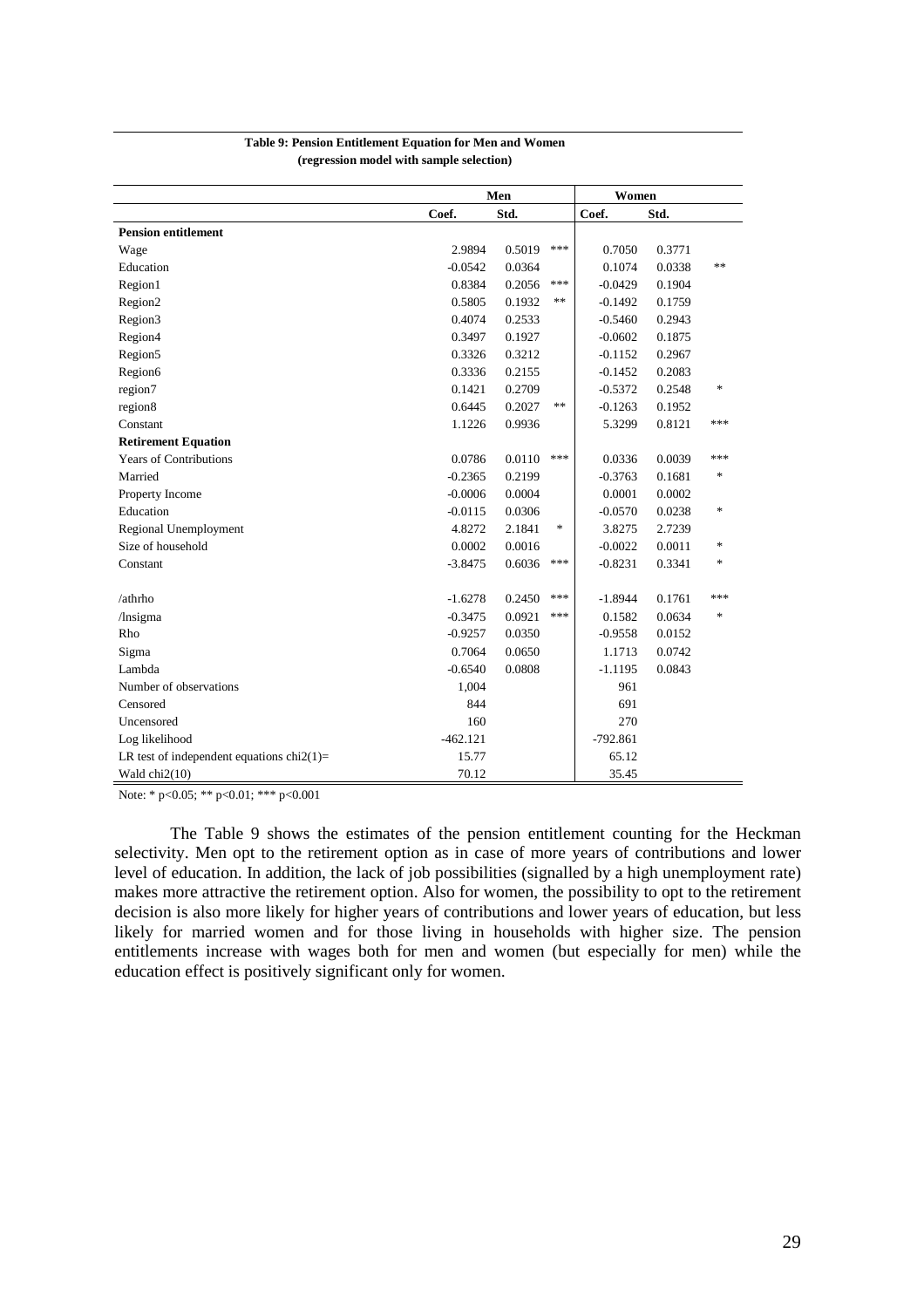**Table 9: Pension Entitlement Equation for Men and Women**
**(regression model with sample selection)**

| | Men | | | Women | | |
|---|---|---|---|---|---|---|
| | Coef. | Std. | | Coef. | Std. | |
| **Pension entitlement** | | | | | | |
| Wage | 2.9894 | 0.5019 | *** | 0.7050 | 0.3771 | |
| Education | -0.0542 | 0.0364 | | 0.1074 | 0.0338 | ** |
| Region1 | 0.8384 | 0.2056 | *** | -0.0429 | 0.1904 | |
| Region2 | 0.5805 | 0.1932 | ** | -0.1492 | 0.1759 | |
| Region3 | 0.4074 | 0.2533 | | -0.5460 | 0.2943 | |
| Region4 | 0.3497 | 0.1927 | | -0.0602 | 0.1875 | |
| Region5 | 0.3326 | 0.3212 | | -0.1152 | 0.2967 | |
| Region6 | 0.3336 | 0.2155 | | -0.1452 | 0.2083 | |
| region7 | 0.1421 | 0.2709 | | -0.5372 | 0.2548 | * |
| region8 | 0.6445 | 0.2027 | ** | -0.1263 | 0.1952 | |
| Constant | 1.1226 | 0.9936 | | 5.3299 | 0.8121 | *** |
| **Retirement Equation** | | | | | | |
| Years of Contributions | 0.0786 | 0.0110 | *** | 0.0336 | 0.0039 | *** |
| Married | -0.2365 | 0.2199 | | -0.3763 | 0.1681 | * |
| Property Income | -0.0006 | 0.0004 | | 0.0001 | 0.0002 | |
| Education | -0.0115 | 0.0306 | | -0.0570 | 0.0238 | * |
| Regional Unemployment | 4.8272 | 2.1841 | * | 3.8275 | 2.7239 | |
| Size of household | 0.0002 | 0.0016 | | -0.0022 | 0.0011 | * |
| Constant | -3.8475 | 0.6036 | *** | -0.8231 | 0.3341 | * |
| /athrho | -1.6278 | 0.2450 | *** | -1.8944 | 0.1761 | *** |
| /lnsigma | -0.3475 | 0.0921 | *** | 0.1582 | 0.0634 | * |
| Rho | -0.9257 | 0.0350 | | -0.9558 | 0.0152 | |
| Sigma | 0.7064 | 0.0650 | | 1.1713 | 0.0742 | |
| Lambda | -0.6540 | 0.0808 | | -1.1195 | 0.0843 | |
| Number of observations | 1,004 | | | 961 | | |
| Censored | 844 | | | 691 | | |
| Uncensored | 160 | | | 270 | | |
| Log likelihood | -462.121 | | | -792.861 | | |
| LR test of independent equations chi2(1)= | 15.77 | | | 65.12 | | |
| Wald chi2(10) | 70.12 | | | 35.45 | | |

Note: * $p<0.05$; ** $p<0.01$; *** $p<0.001$

The Table 9 shows the estimates of the pension entitlement counting for the Heckman selectivity. Men opt to the retirement option as in case of more years of contributions and lower level of education. In addition, the lack of job possibilities (signalled by a high unemployment rate) makes more attractive the retirement option. Also for women, the possibility to opt to the retirement decision is also more likely for higher years of contributions and lower years of education, but less likely for married women and for those living in households with higher size. The pension entitlements increase with wages both for men and women (but especially for men) while the education effect is positively significant only for women.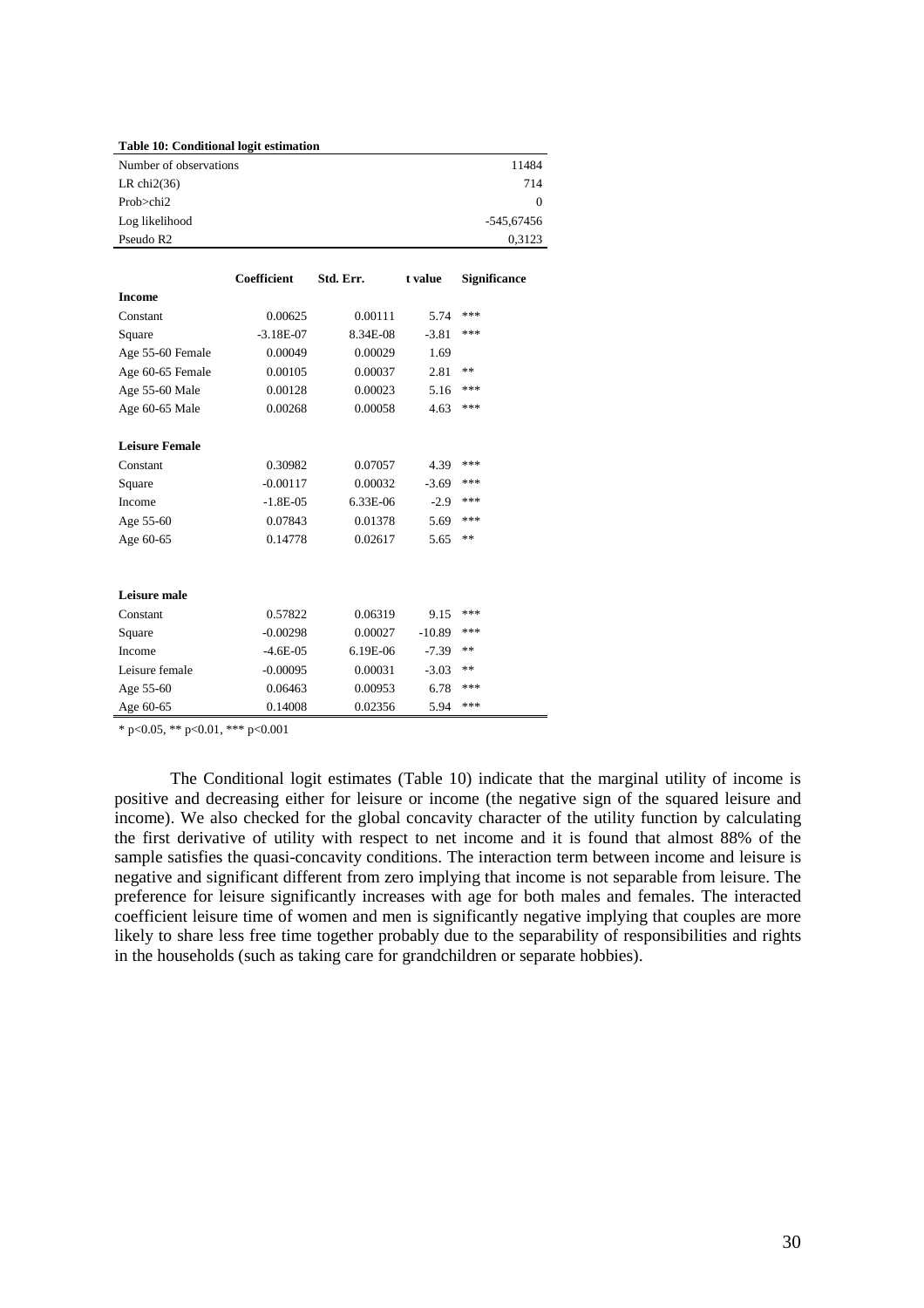**Table 10: Conditional logit estimation**

| | |
|---|---|
| Number of observations | 11484 |
| LR chi2(36) | 714 |
| Prob>chi2 | 0 |
| Log likelihood | -545,67456 |
| Pseudo R2 | 0,3123 |

| | Coefficient | Std. Err. | t value | Significance |
|---|---|---|---|---|
| **Income** | | | | |
| Constant | 0.00625 | 0.00111 | 5.74 | *** |
| Square | -3.18E-07 | 8.34E-08 | -3.81 | *** |
| Age 55-60 Female | 0.00049 | 0.00029 | 1.69 | |
| Age 60-65 Female | 0.00105 | 0.00037 | 2.81 | ** |
| Age 55-60 Male | 0.00128 | 0.00023 | 5.16 | *** |
| Age 60-65 Male | 0.00268 | 0.00058 | 4.63 | *** |
| **Leisure Female** | | | | |
| Constant | 0.30982 | 0.07057 | 4.39 | *** |
| Square | -0.00117 | 0.00032 | -3.69 | *** |
| Income | -1.8E-05 | 6.33E-06 | -2.9 | *** |
| Age 55-60 | 0.07843 | 0.01378 | 5.69 | *** |
| Age 60-65 | 0.14778 | 0.02617 | 5.65 | ** |
| **Leisure male** | | | | |
| Constant | 0.57822 | 0.06319 | 9.15 | *** |
| Square | -0.00298 | 0.00027 | -10.89 | *** |
| Income | -4.6E-05 | 6.19E-06 | -7.39 | ** |
| Leisure female | -0.00095 | 0.00031 | -3.03 | ** |
| Age 55-60 | 0.06463 | 0.00953 | 6.78 | *** |
| Age 60-65 | 0.14008 | 0.02356 | 5.94 | *** |

* $p<0.05$, ** $p<0.01$, *** $p<0.001$

The Conditional logit estimates (Table 10) indicate that the marginal utility of income is positive and decreasing either for leisure or income (the negative sign of the squared leisure and income). We also checked for the global concavity character of the utility function by calculating the first derivative of utility with respect to net income and it is found that almost 88% of the sample satisfies the quasi-concavity conditions. The interaction term between income and leisure is negative and significant different from zero implying that income is not separable from leisure. The preference for leisure significantly increases with age for both males and females. The interacted coefficient leisure time of women and men is significantly negative implying that couples are more likely to share less free time together probably due to the separability of responsibilities and rights in the households (such as taking care for grandchildren or separate hobbies).